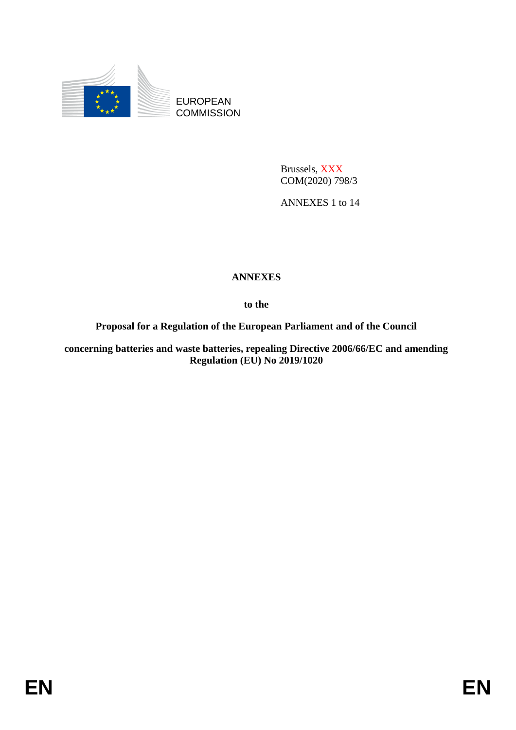EUROPEAN
COMMISSION

Brussels, XXX
COM(2020) 798/3

ANNEXES 1 to 14

# ANNEXES

**to the**

**Proposal for a Regulation of the European Parliament and of the Council**

**concerning batteries and waste batteries, repealing Directive 2006/66/EC and amending Regulation (EU) No 2019/1020**

EN EN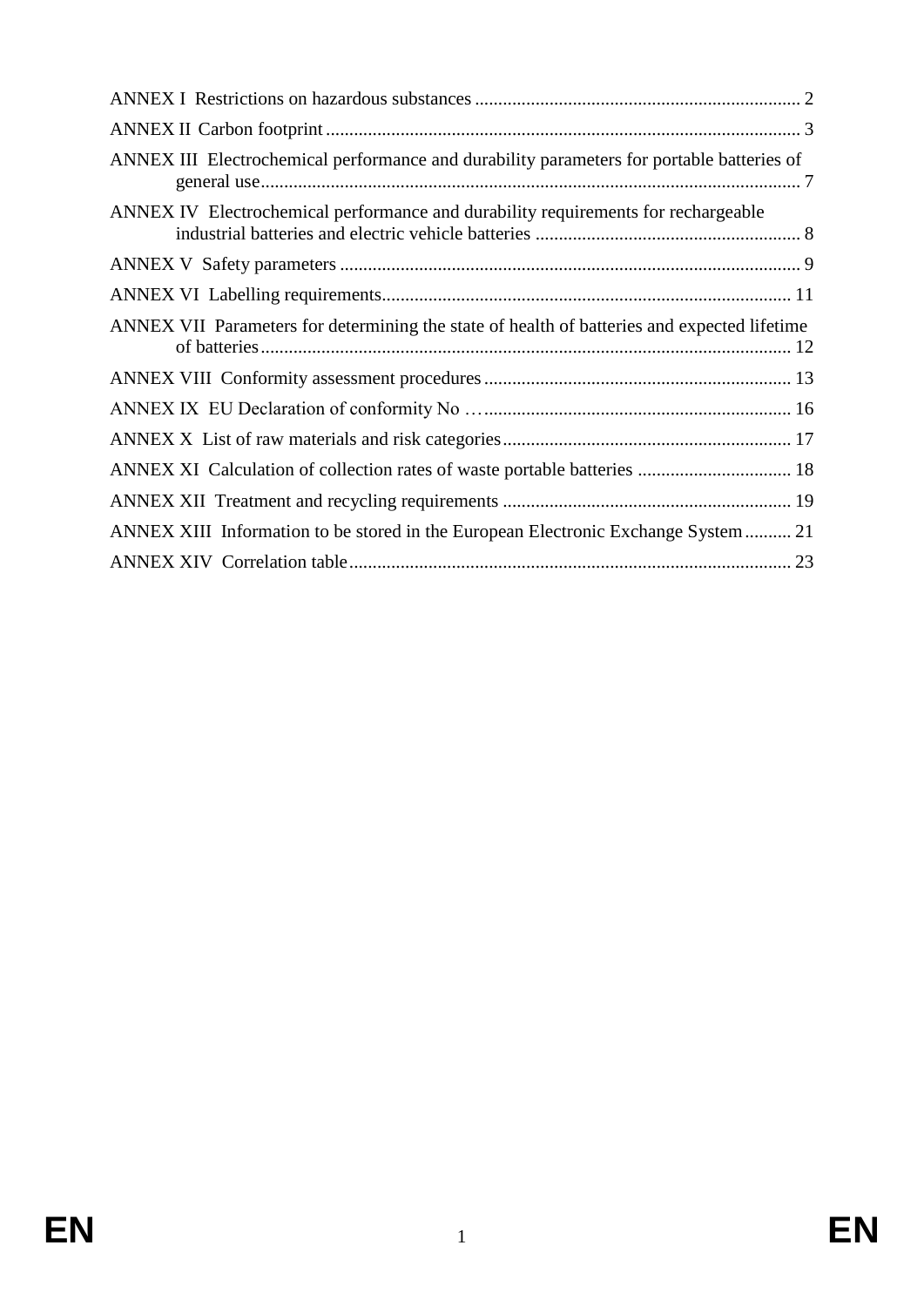ANNEX I Restrictions on hazardous substances ..................................................................... 2

ANNEX II Carbon footprint ..................................................................................................... 3

ANNEX III Electrochemical performance and durability parameters for portable batteries of general use................................................................................................................... 7

ANNEX IV Electrochemical performance and durability requirements for rechargeable industrial batteries and electric vehicle batteries ......................................................... 8

ANNEX V Safety parameters .................................................................................................. 9

ANNEX VI Labelling requirements....................................................................................... 11

ANNEX VII Parameters for determining the state of health of batteries and expected lifetime of batteries................................................................................................................. 12

ANNEX VIII Conformity assessment procedures ................................................................. 13

ANNEX IX EU Declaration of conformity No … ................................................................. 16

ANNEX X List of raw materials and risk categories.............................................................. 17

ANNEX XI Calculation of collection rates of waste portable batteries ................................. 18

ANNEX XII Treatment and recycling requirements ............................................................. 19

ANNEX XIII Information to be stored in the European Electronic Exchange System .......... 21

ANNEX XIV Correlation table.............................................................................................. 23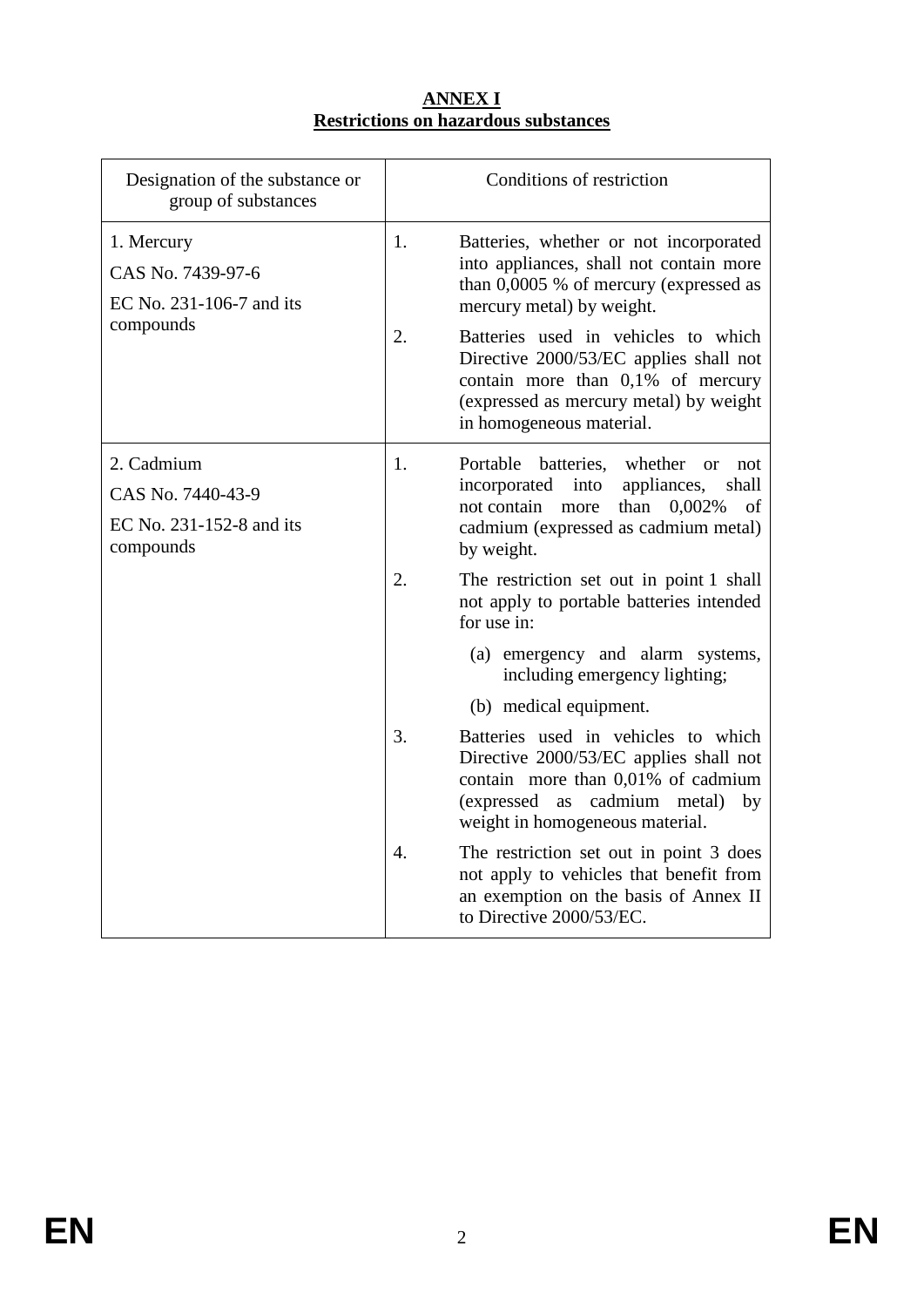# ANNEX I
## Restrictions on hazardous substances

| Designation of the substance or group of substances | Conditions of restriction |
|---|---|
| 1. Mercury<br>CAS No. 7439-97-6<br>EC No. 231-106-7 and its compounds | 1. Batteries, whether or not incorporated into appliances, shall not contain more than 0,0005 % of mercury (expressed as mercury metal) by weight.<br>2. Batteries used in vehicles to which Directive 2000/53/EC applies shall not contain more than 0,1% of mercury (expressed as mercury metal) by weight in homogeneous material. |
| 2. Cadmium<br>CAS No. 7440-43-9<br>EC No. 231-152-8 and its compounds | 1. Portable batteries, whether or not incorporated into appliances, shall not contain more than 0,002% of cadmium (expressed as cadmium metal) by weight.<br>2. The restriction set out in point 1 shall not apply to portable batteries intended for use in:<br>(a) emergency and alarm systems, including emergency lighting;<br>(b) medical equipment.<br>3. Batteries used in vehicles to which Directive 2000/53/EC applies shall not contain more than 0,01% of cadmium (expressed as cadmium metal) by weight in homogeneous material.<br>4. The restriction set out in point 3 does not apply to vehicles that benefit from an exemption on the basis of Annex II to Directive 2000/53/EC. |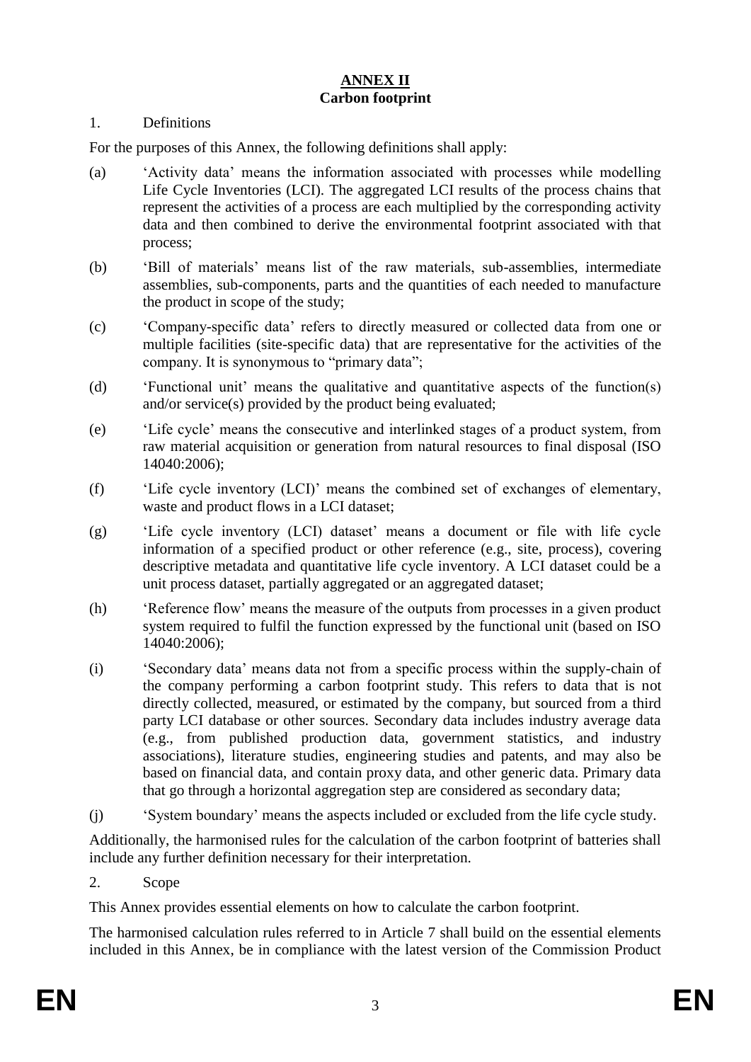## ANNEX II
**Carbon footprint**

1. Definitions

For the purposes of this Annex, the following definitions shall apply:

(a) 'Activity data' means the information associated with processes while modelling Life Cycle Inventories (LCI). The aggregated LCI results of the process chains that represent the activities of a process are each multiplied by the corresponding activity data and then combined to derive the environmental footprint associated with that process;

(b) 'Bill of materials' means list of the raw materials, sub-assemblies, intermediate assemblies, sub-components, parts and the quantities of each needed to manufacture the product in scope of the study;

(c) 'Company-specific data' refers to directly measured or collected data from one or multiple facilities (site-specific data) that are representative for the activities of the company. It is synonymous to "primary data";

(d) 'Functional unit' means the qualitative and quantitative aspects of the function(s) and/or service(s) provided by the product being evaluated;

(e) 'Life cycle' means the consecutive and interlinked stages of a product system, from raw material acquisition or generation from natural resources to final disposal (ISO 14040:2006);

(f) 'Life cycle inventory (LCI)' means the combined set of exchanges of elementary, waste and product flows in a LCI dataset;

(g) 'Life cycle inventory (LCI) dataset' means a document or file with life cycle information of a specified product or other reference (e.g., site, process), covering descriptive metadata and quantitative life cycle inventory. A LCI dataset could be a unit process dataset, partially aggregated or an aggregated dataset;

(h) 'Reference flow' means the measure of the outputs from processes in a given product system required to fulfil the function expressed by the functional unit (based on ISO 14040:2006);

(i) 'Secondary data' means data not from a specific process within the supply-chain of the company performing a carbon footprint study. This refers to data that is not directly collected, measured, or estimated by the company, but sourced from a third party LCI database or other sources. Secondary data includes industry average data (e.g., from published production data, government statistics, and industry associations), literature studies, engineering studies and patents, and may also be based on financial data, and contain proxy data, and other generic data. Primary data that go through a horizontal aggregation step are considered as secondary data;

(j) 'System boundary' means the aspects included or excluded from the life cycle study.

Additionally, the harmonised rules for the calculation of the carbon footprint of batteries shall include any further definition necessary for their interpretation.

2. Scope

This Annex provides essential elements on how to calculate the carbon footprint.

The harmonised calculation rules referred to in Article 7 shall build on the essential elements included in this Annex, be in compliance with the latest version of the Commission Product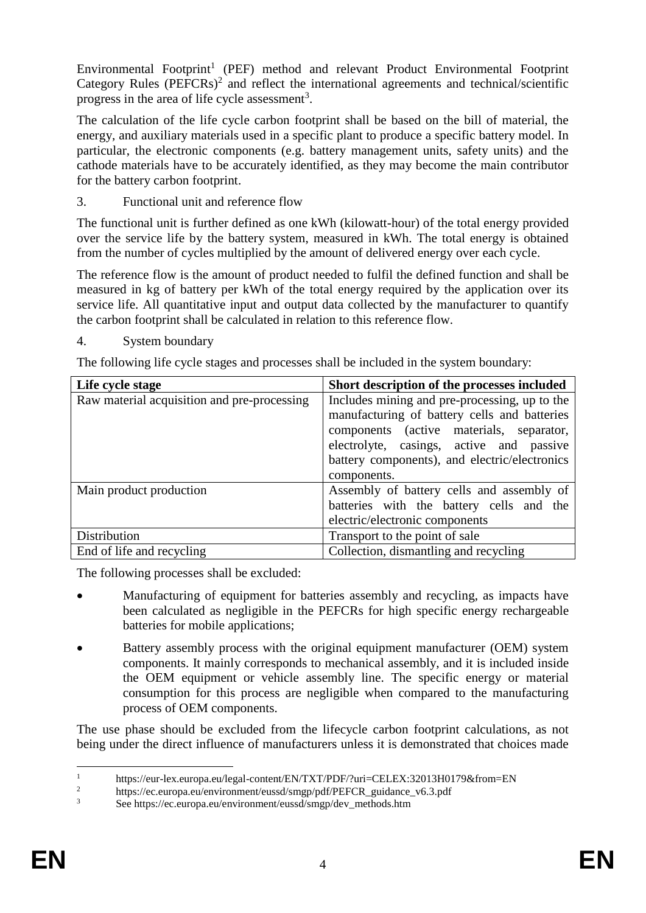Environmental Footprint[1] (PEF) method and relevant Product Environmental Footprint Category Rules (PEFCRs)[2] and reflect the international agreements and technical/scientific progress in the area of life cycle assessment[3].

The calculation of the life cycle carbon footprint shall be based on the bill of material, the energy, and auxiliary materials used in a specific plant to produce a specific battery model. In particular, the electronic components (e.g. battery management units, safety units) and the cathode materials have to be accurately identified, as they may become the main contributor for the battery carbon footprint.

3. Functional unit and reference flow

The functional unit is further defined as one kWh (kilowatt-hour) of the total energy provided over the service life by the battery system, measured in kWh. The total energy is obtained from the number of cycles multiplied by the amount of delivered energy over each cycle.

The reference flow is the amount of product needed to fulfil the defined function and shall be measured in kg of battery per kWh of the total energy required by the application over its service life. All quantitative input and output data collected by the manufacturer to quantify the carbon footprint shall be calculated in relation to this reference flow.

4. System boundary

The following life cycle stages and processes shall be included in the system boundary:

| Life cycle stage | Short description of the processes included |
|---|---|
| Raw material acquisition and pre-processing | Includes mining and pre-processing, up to the manufacturing of battery cells and batteries components (active materials, separator, electrolyte, casings, active and passive battery components), and electric/electronics components. |
| Main product production | Assembly of battery cells and assembly of batteries with the battery cells and the electric/electronic components |
| Distribution | Transport to the point of sale |
| End of life and recycling | Collection, dismantling and recycling |

The following processes shall be excluded:

- Manufacturing of equipment for batteries assembly and recycling, as impacts have been calculated as negligible in the PEFCRs for high specific energy rechargeable batteries for mobile applications;
- Battery assembly process with the original equipment manufacturer (OEM) system components. It mainly corresponds to mechanical assembly, and it is included inside the OEM equipment or vehicle assembly line. The specific energy or material consumption for this process are negligible when compared to the manufacturing process of OEM components.

The use phase should be excluded from the lifecycle carbon footprint calculations, as not being under the direct influence of manufacturers unless it is demonstrated that choices made

[1] https://eur-lex.europa.eu/legal-content/EN/TXT/PDF/?uri=CELEX:32013H0179&from=EN

[2] https://ec.europa.eu/environment/eussd/smgp/pdf/PEFCR_guidance_v6.3.pdf

[3] See https://ec.europa.eu/environment/eussd/smgp/dev_methods.htm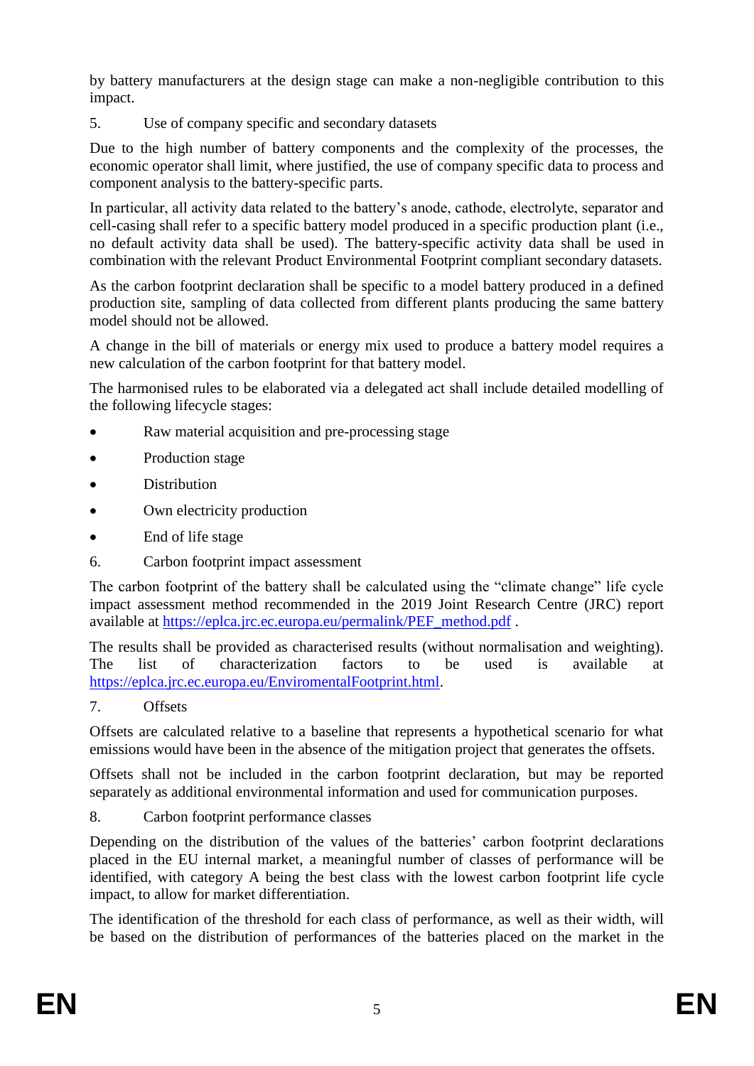by battery manufacturers at the design stage can make a non-negligible contribution to this impact.

5. Use of company specific and secondary datasets

Due to the high number of battery components and the complexity of the processes, the economic operator shall limit, where justified, the use of company specific data to process and component analysis to the battery-specific parts.

In particular, all activity data related to the battery's anode, cathode, electrolyte, separator and cell-casing shall refer to a specific battery model produced in a specific production plant (i.e., no default activity data shall be used). The battery-specific activity data shall be used in combination with the relevant Product Environmental Footprint compliant secondary datasets.

As the carbon footprint declaration shall be specific to a model battery produced in a defined production site, sampling of data collected from different plants producing the same battery model should not be allowed.

A change in the bill of materials or energy mix used to produce a battery model requires a new calculation of the carbon footprint for that battery model.

The harmonised rules to be elaborated via a delegated act shall include detailed modelling of the following lifecycle stages:

- Raw material acquisition and pre-processing stage
- Production stage
- Distribution
- Own electricity production
- End of life stage

6. Carbon footprint impact assessment

The carbon footprint of the battery shall be calculated using the "climate change" life cycle impact assessment method recommended in the 2019 Joint Research Centre (JRC) report available at https://eplca.jrc.ec.europa.eu/permalink/PEF_method.pdf .

The results shall be provided as characterised results (without normalisation and weighting). The list of characterization factors to be used is available at https://eplca.jrc.ec.europa.eu/EnviromentalFootprint.html.

7. Offsets

Offsets are calculated relative to a baseline that represents a hypothetical scenario for what emissions would have been in the absence of the mitigation project that generates the offsets.

Offsets shall not be included in the carbon footprint declaration, but may be reported separately as additional environmental information and used for communication purposes.

8. Carbon footprint performance classes

Depending on the distribution of the values of the batteries' carbon footprint declarations placed in the EU internal market, a meaningful number of classes of performance will be identified, with category A being the best class with the lowest carbon footprint life cycle impact, to allow for market differentiation.

The identification of the threshold for each class of performance, as well as their width, will be based on the distribution of performances of the batteries placed on the market in the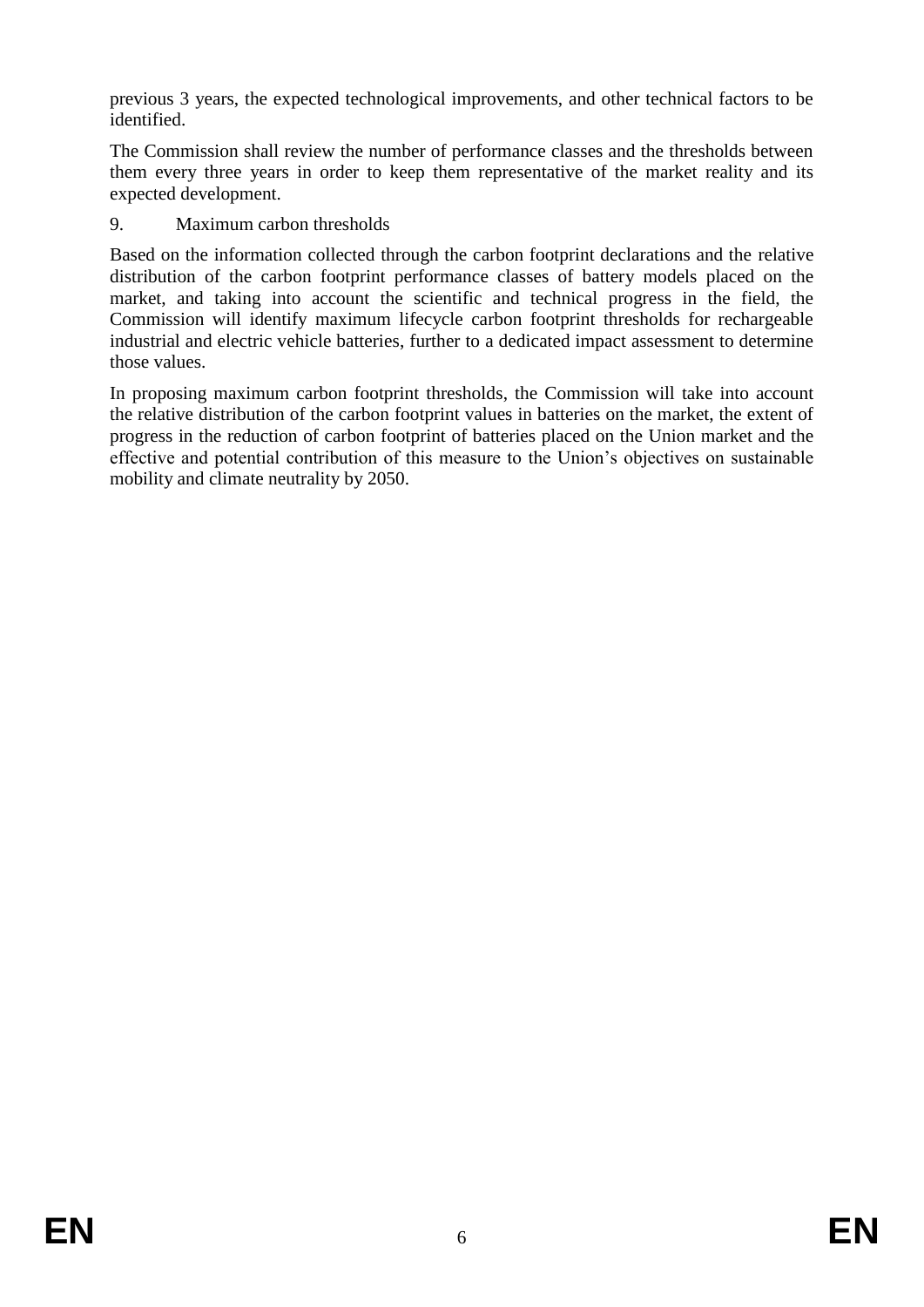previous 3 years, the expected technological improvements, and other technical factors to be identified.

The Commission shall review the number of performance classes and the thresholds between them every three years in order to keep them representative of the market reality and its expected development.

9. Maximum carbon thresholds

Based on the information collected through the carbon footprint declarations and the relative distribution of the carbon footprint performance classes of battery models placed on the market, and taking into account the scientific and technical progress in the field, the Commission will identify maximum lifecycle carbon footprint thresholds for rechargeable industrial and electric vehicle batteries, further to a dedicated impact assessment to determine those values.

In proposing maximum carbon footprint thresholds, the Commission will take into account the relative distribution of the carbon footprint values in batteries on the market, the extent of progress in the reduction of carbon footprint of batteries placed on the Union market and the effective and potential contribution of this measure to the Union's objectives on sustainable mobility and climate neutrality by 2050.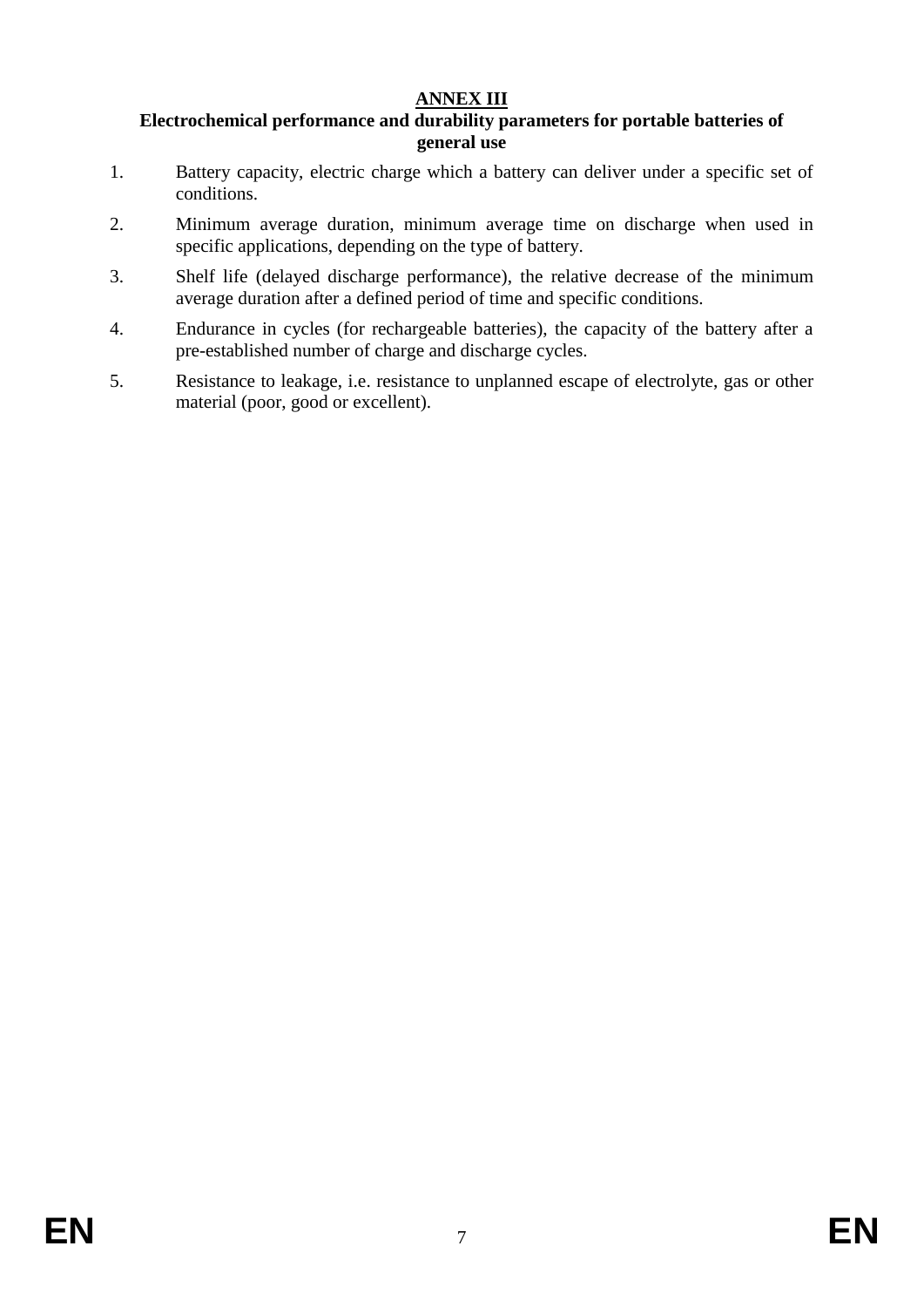# ANNEX III

## Electrochemical performance and durability parameters for portable batteries of general use

1. Battery capacity, electric charge which a battery can deliver under a specific set of conditions.
2. Minimum average duration, minimum average time on discharge when used in specific applications, depending on the type of battery.
3. Shelf life (delayed discharge performance), the relative decrease of the minimum average duration after a defined period of time and specific conditions.
4. Endurance in cycles (for rechargeable batteries), the capacity of the battery after a pre-established number of charge and discharge cycles.
5. Resistance to leakage, i.e. resistance to unplanned escape of electrolyte, gas or other material (poor, good or excellent).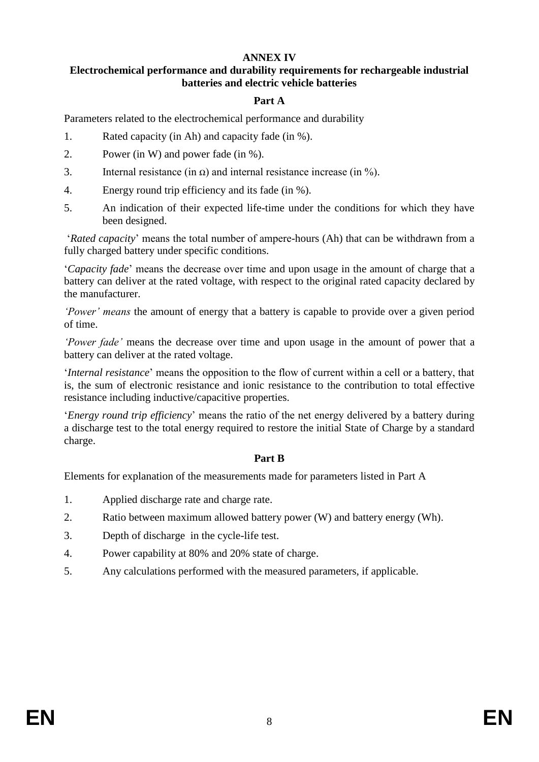# ANNEX IV

## Electrochemical performance and durability requirements for rechargeable industrial batteries and electric vehicle batteries

### Part A

Parameters related to the electrochemical performance and durability

1. Rated capacity (in Ah) and capacity fade (in %).
2. Power (in W) and power fade (in %).
3. Internal resistance (in Ω) and internal resistance increase (in %).
4. Energy round trip efficiency and its fade (in %).
5. An indication of their expected life-time under the conditions for which they have been designed.

'*Rated capacity*' means the total number of ampere-hours (Ah) that can be withdrawn from a fully charged battery under specific conditions.

'*Capacity fade*' means the decrease over time and upon usage in the amount of charge that a battery can deliver at the rated voltage, with respect to the original rated capacity declared by the manufacturer.

*'Power' means* the amount of energy that a battery is capable to provide over a given period of time.

*'Power fade'* means the decrease over time and upon usage in the amount of power that a battery can deliver at the rated voltage.

'*Internal resistance*' means the opposition to the flow of current within a cell or a battery, that is, the sum of electronic resistance and ionic resistance to the contribution to total effective resistance including inductive/capacitive properties.

'*Energy round trip efficiency*' means the ratio of the net energy delivered by a battery during a discharge test to the total energy required to restore the initial State of Charge by a standard charge.

### Part B

Elements for explanation of the measurements made for parameters listed in Part A

1. Applied discharge rate and charge rate.
2. Ratio between maximum allowed battery power (W) and battery energy (Wh).
3. Depth of discharge in the cycle-life test.
4. Power capability at 80% and 20% state of charge.
5. Any calculations performed with the measured parameters, if applicable.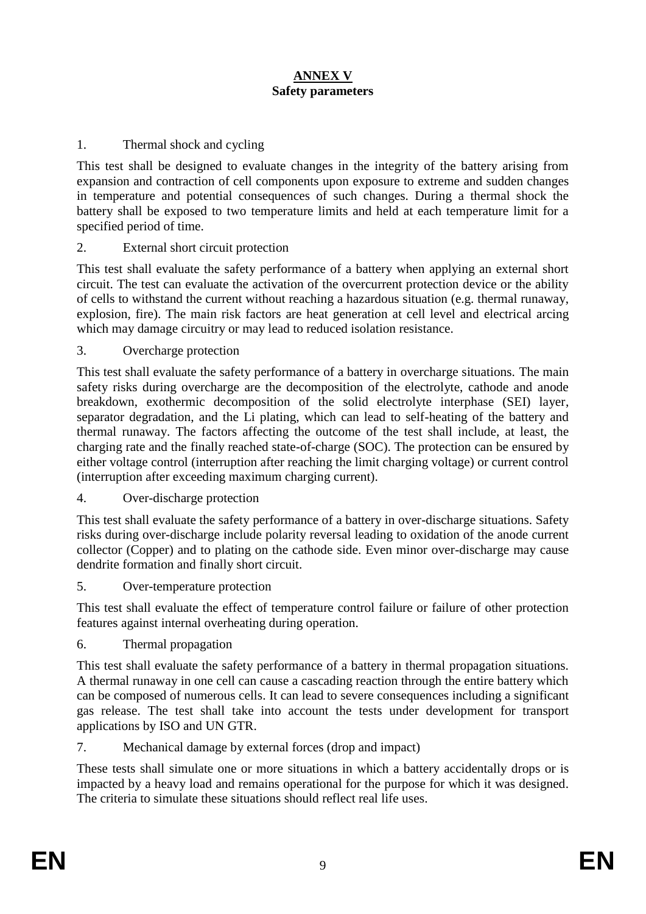# ANNEX V
## Safety parameters

1. Thermal shock and cycling

This test shall be designed to evaluate changes in the integrity of the battery arising from expansion and contraction of cell components upon exposure to extreme and sudden changes in temperature and potential consequences of such changes. During a thermal shock the battery shall be exposed to two temperature limits and held at each temperature limit for a specified period of time.

2. External short circuit protection

This test shall evaluate the safety performance of a battery when applying an external short circuit. The test can evaluate the activation of the overcurrent protection device or the ability of cells to withstand the current without reaching a hazardous situation (e.g. thermal runaway, explosion, fire). The main risk factors are heat generation at cell level and electrical arcing which may damage circuitry or may lead to reduced isolation resistance.

3. Overcharge protection

This test shall evaluate the safety performance of a battery in overcharge situations. The main safety risks during overcharge are the decomposition of the electrolyte, cathode and anode breakdown, exothermic decomposition of the solid electrolyte interphase (SEI) layer, separator degradation, and the Li plating, which can lead to self-heating of the battery and thermal runaway. The factors affecting the outcome of the test shall include, at least, the charging rate and the finally reached state-of-charge (SOC). The protection can be ensured by either voltage control (interruption after reaching the limit charging voltage) or current control (interruption after exceeding maximum charging current).

4. Over-discharge protection

This test shall evaluate the safety performance of a battery in over-discharge situations. Safety risks during over-discharge include polarity reversal leading to oxidation of the anode current collector (Copper) and to plating on the cathode side. Even minor over-discharge may cause dendrite formation and finally short circuit.

5. Over-temperature protection

This test shall evaluate the effect of temperature control failure or failure of other protection features against internal overheating during operation.

6. Thermal propagation

This test shall evaluate the safety performance of a battery in thermal propagation situations. A thermal runaway in one cell can cause a cascading reaction through the entire battery which can be composed of numerous cells. It can lead to severe consequences including a significant gas release. The test shall take into account the tests under development for transport applications by ISO and UN GTR.

7. Mechanical damage by external forces (drop and impact)

These tests shall simulate one or more situations in which a battery accidentally drops or is impacted by a heavy load and remains operational for the purpose for which it was designed. The criteria to simulate these situations should reflect real life uses.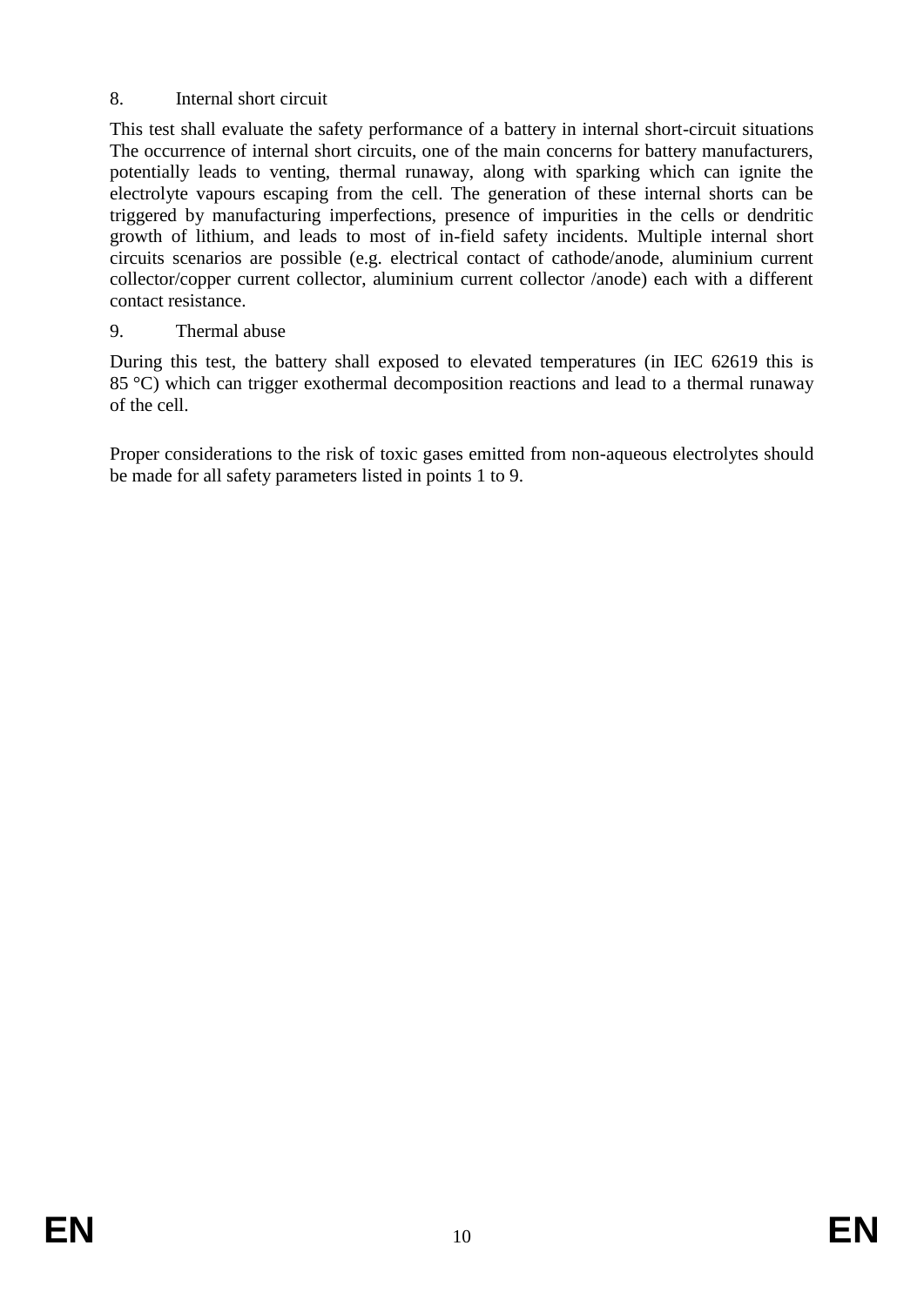8. Internal short circuit

This test shall evaluate the safety performance of a battery in internal short-circuit situations The occurrence of internal short circuits, one of the main concerns for battery manufacturers, potentially leads to venting, thermal runaway, along with sparking which can ignite the electrolyte vapours escaping from the cell. The generation of these internal shorts can be triggered by manufacturing imperfections, presence of impurities in the cells or dendritic growth of lithium, and leads to most of in-field safety incidents. Multiple internal short circuits scenarios are possible (e.g. electrical contact of cathode/anode, aluminium current collector/copper current collector, aluminium current collector /anode) each with a different contact resistance.

9. Thermal abuse

During this test, the battery shall exposed to elevated temperatures (in IEC 62619 this is 85 °C) which can trigger exothermal decomposition reactions and lead to a thermal runaway of the cell.

Proper considerations to the risk of toxic gases emitted from non-aqueous electrolytes should be made for all safety parameters listed in points 1 to 9.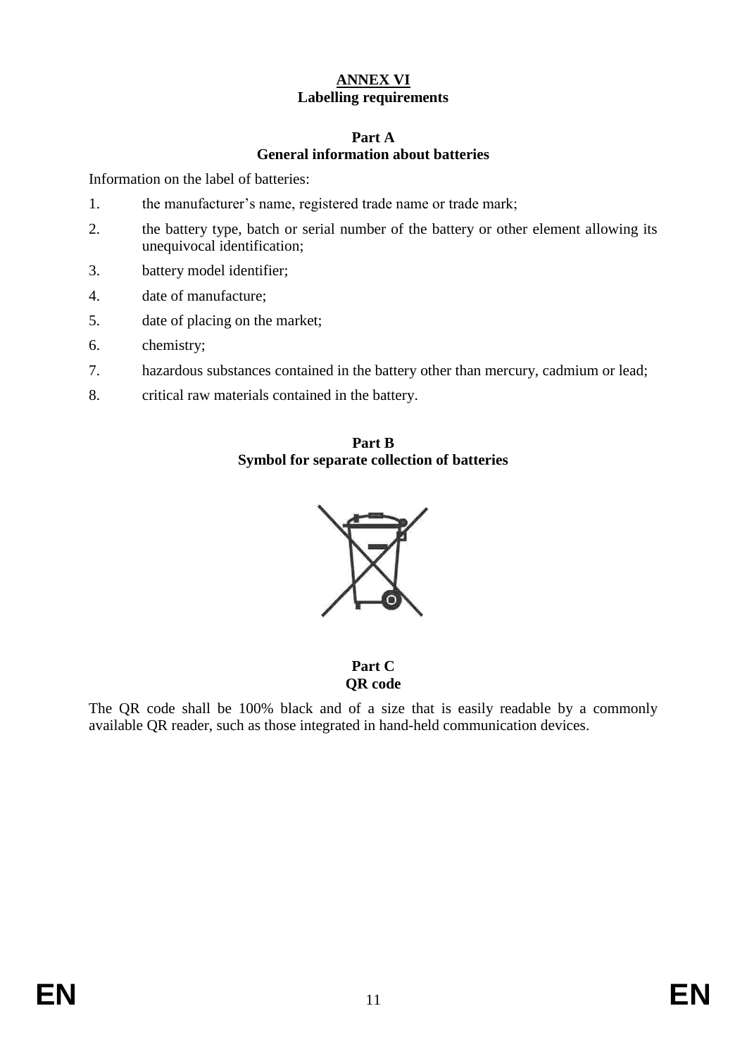# ANNEX VI
## Labelling requirements

### Part A
### General information about batteries

Information on the label of batteries:

1. the manufacturer's name, registered trade name or trade mark;
2. the battery type, batch or serial number of the battery or other element allowing its unequivocal identification;
3. battery model identifier;
4. date of manufacture;
5. date of placing on the market;
6. chemistry;
7. hazardous substances contained in the battery other than mercury, cadmium or lead;
8. critical raw materials contained in the battery.

### Part B
### Symbol for separate collection of batteries

### Part C
### QR code

The QR code shall be 100% black and of a size that is easily readable by a commonly available QR reader, such as those integrated in hand-held communication devices.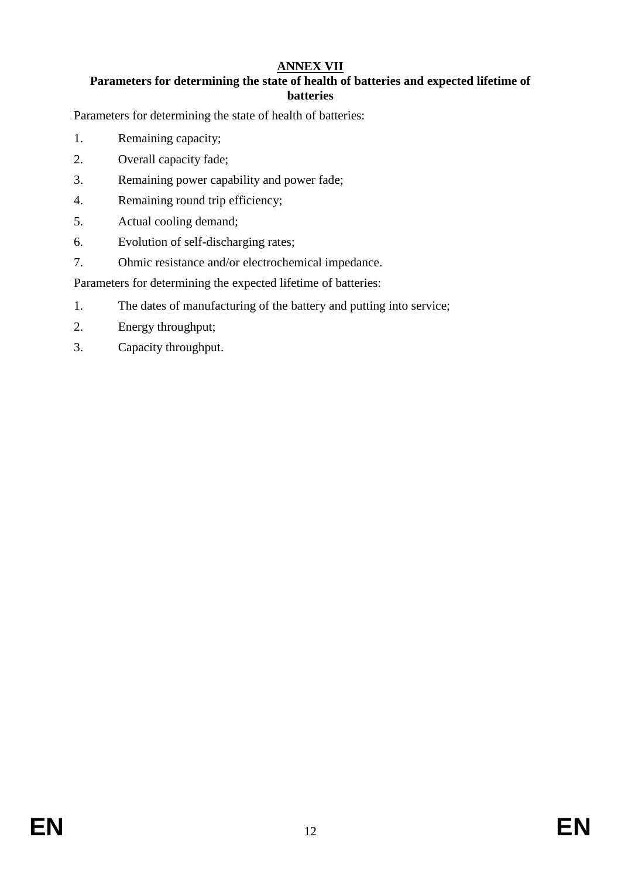# ANNEX VII

## Parameters for determining the state of health of batteries and expected lifetime of batteries

Parameters for determining the state of health of batteries:

1. Remaining capacity;
2. Overall capacity fade;
3. Remaining power capability and power fade;
4. Remaining round trip efficiency;
5. Actual cooling demand;
6. Evolution of self-discharging rates;
7. Ohmic resistance and/or electrochemical impedance.

Parameters for determining the expected lifetime of batteries:

1. The dates of manufacturing of the battery and putting into service;
2. Energy throughput;
3. Capacity throughput.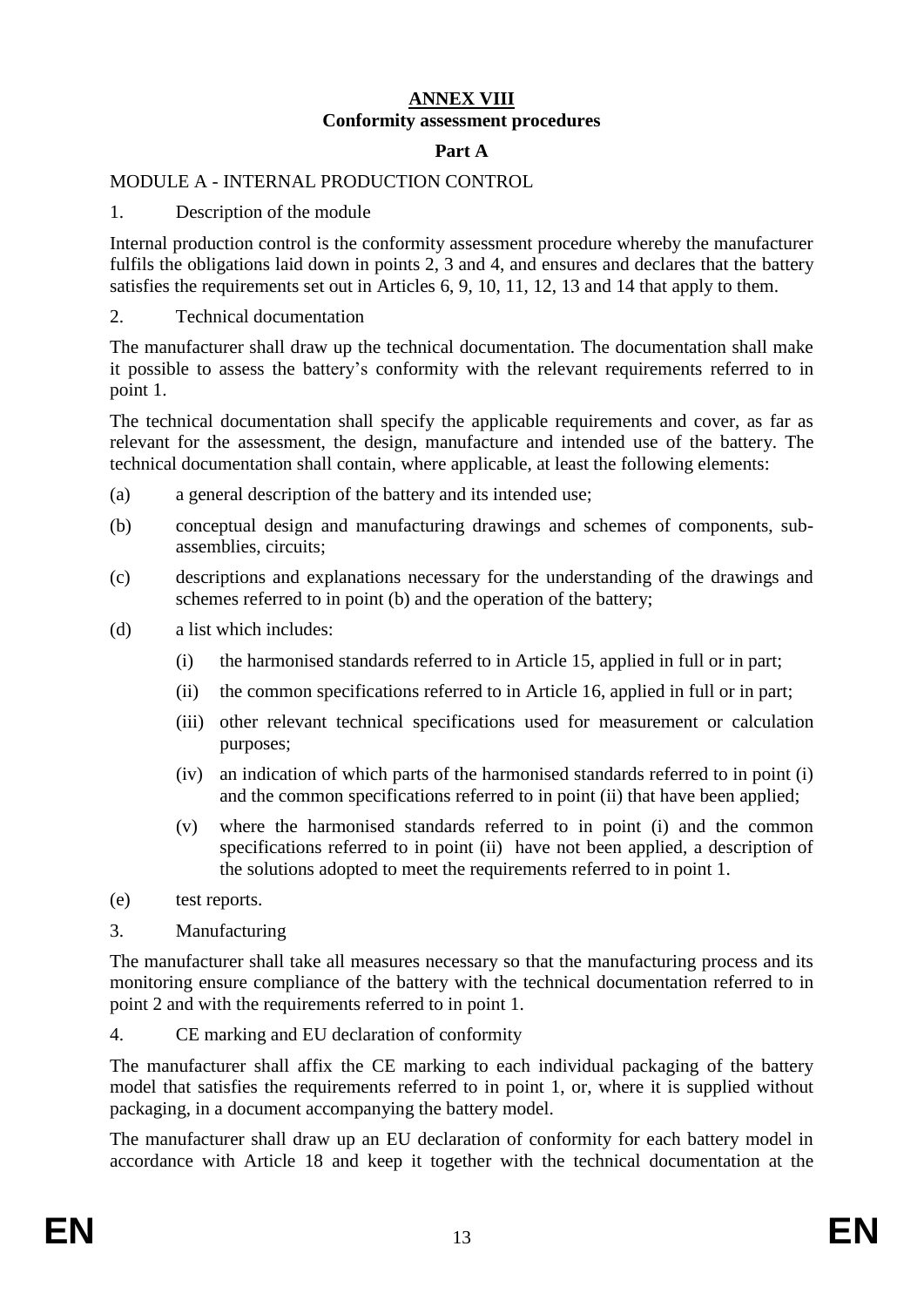# ANNEX VIII

## Conformity assessment procedures

### Part A

MODULE A - INTERNAL PRODUCTION CONTROL

1. Description of the module

Internal production control is the conformity assessment procedure whereby the manufacturer fulfils the obligations laid down in points 2, 3 and 4, and ensures and declares that the battery satisfies the requirements set out in Articles 6, 9, 10, 11, 12, 13 and 14 that apply to them.

2. Technical documentation

The manufacturer shall draw up the technical documentation. The documentation shall make it possible to assess the battery's conformity with the relevant requirements referred to in point 1.

The technical documentation shall specify the applicable requirements and cover, as far as relevant for the assessment, the design, manufacture and intended use of the battery. The technical documentation shall contain, where applicable, at least the following elements:

(a) a general description of the battery and its intended use;

(b) conceptual design and manufacturing drawings and schemes of components, sub-assemblies, circuits;

(c) descriptions and explanations necessary for the understanding of the drawings and schemes referred to in point (b) and the operation of the battery;

(d) a list which includes:

  (i) the harmonised standards referred to in Article 15, applied in full or in part;

  (ii) the common specifications referred to in Article 16, applied in full or in part;

  (iii) other relevant technical specifications used for measurement or calculation purposes;

  (iv) an indication of which parts of the harmonised standards referred to in point (i) and the common specifications referred to in point (ii) that have been applied;

  (v) where the harmonised standards referred to in point (i) and the common specifications referred to in point (ii) have not been applied, a description of the solutions adopted to meet the requirements referred to in point 1.

(e) test reports.

3. Manufacturing

The manufacturer shall take all measures necessary so that the manufacturing process and its monitoring ensure compliance of the battery with the technical documentation referred to in point 2 and with the requirements referred to in point 1.

4. CE marking and EU declaration of conformity

The manufacturer shall affix the CE marking to each individual packaging of the battery model that satisfies the requirements referred to in point 1, or, where it is supplied without packaging, in a document accompanying the battery model.

The manufacturer shall draw up an EU declaration of conformity for each battery model in accordance with Article 18 and keep it together with the technical documentation at the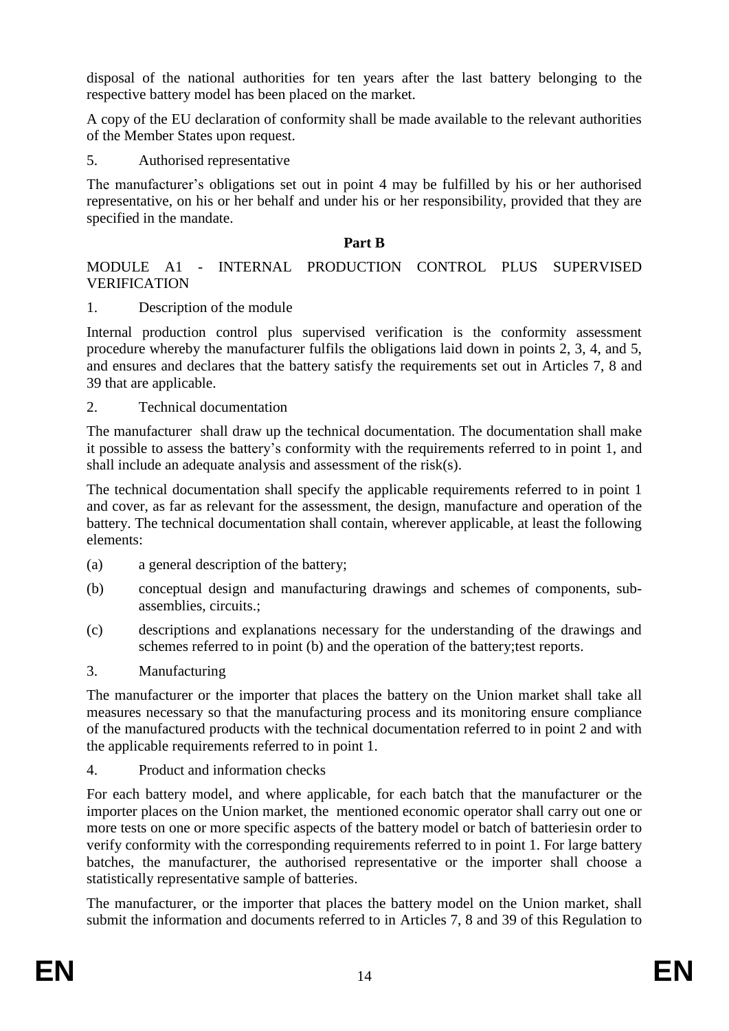disposal of the national authorities for ten years after the last battery belonging to the respective battery model has been placed on the market.

A copy of the EU declaration of conformity shall be made available to the relevant authorities of the Member States upon request.

5. Authorised representative

The manufacturer's obligations set out in point 4 may be fulfilled by his or her authorised representative, on his or her behalf and under his or her responsibility, provided that they are specified in the mandate.

**Part B**

MODULE A1 - INTERNAL PRODUCTION CONTROL PLUS SUPERVISED VERIFICATION

1. Description of the module

Internal production control plus supervised verification is the conformity assessment procedure whereby the manufacturer fulfils the obligations laid down in points 2, 3, 4, and 5, and ensures and declares that the battery satisfy the requirements set out in Articles 7, 8 and 39 that are applicable.

2. Technical documentation

The manufacturer shall draw up the technical documentation. The documentation shall make it possible to assess the battery's conformity with the requirements referred to in point 1, and shall include an adequate analysis and assessment of the risk(s).

The technical documentation shall specify the applicable requirements referred to in point 1 and cover, as far as relevant for the assessment, the design, manufacture and operation of the battery. The technical documentation shall contain, wherever applicable, at least the following elements:

(a) a general description of the battery;

(b) conceptual design and manufacturing drawings and schemes of components, sub-assemblies, circuits.;

(c) descriptions and explanations necessary for the understanding of the drawings and schemes referred to in point (b) and the operation of the battery;test reports.

3. Manufacturing

The manufacturer or the importer that places the battery on the Union market shall take all measures necessary so that the manufacturing process and its monitoring ensure compliance of the manufactured products with the technical documentation referred to in point 2 and with the applicable requirements referred to in point 1.

4. Product and information checks

For each battery model, and where applicable, for each batch that the manufacturer or the importer places on the Union market, the mentioned economic operator shall carry out one or more tests on one or more specific aspects of the battery model or batch of batteriesin order to verify conformity with the corresponding requirements referred to in point 1. For large battery batches, the manufacturer, the authorised representative or the importer shall choose a statistically representative sample of batteries.

The manufacturer, or the importer that places the battery model on the Union market, shall submit the information and documents referred to in Articles 7, 8 and 39 of this Regulation to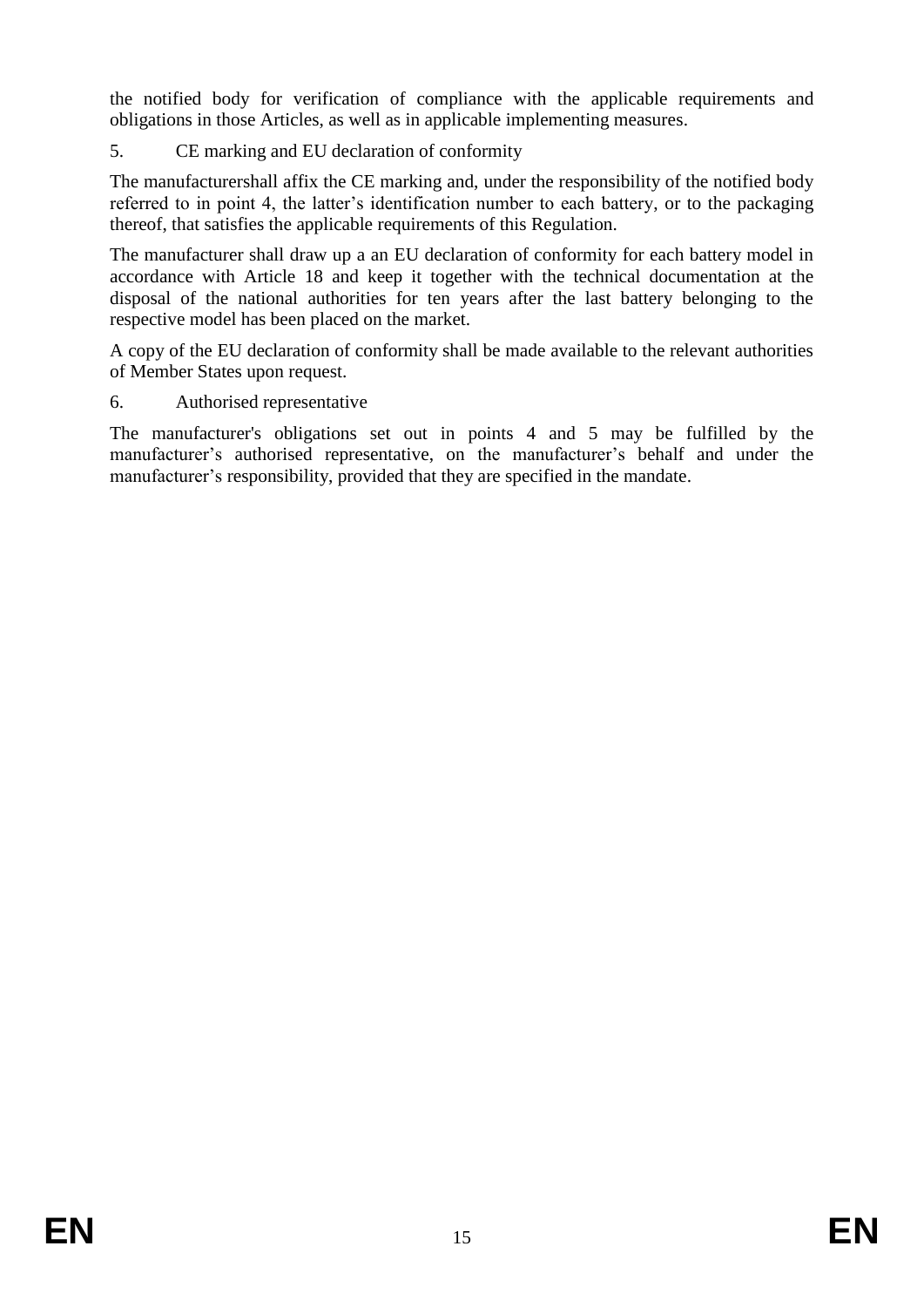the notified body for verification of compliance with the applicable requirements and obligations in those Articles, as well as in applicable implementing measures.

5. CE marking and EU declaration of conformity

The manufacturershall affix the CE marking and, under the responsibility of the notified body referred to in point 4, the latter's identification number to each battery, or to the packaging thereof, that satisfies the applicable requirements of this Regulation.

The manufacturer shall draw up a an EU declaration of conformity for each battery model in accordance with Article 18 and keep it together with the technical documentation at the disposal of the national authorities for ten years after the last battery belonging to the respective model has been placed on the market.

A copy of the EU declaration of conformity shall be made available to the relevant authorities of Member States upon request.

6. Authorised representative

The manufacturer's obligations set out in points 4 and 5 may be fulfilled by the manufacturer's authorised representative, on the manufacturer's behalf and under the manufacturer's responsibility, provided that they are specified in the mandate.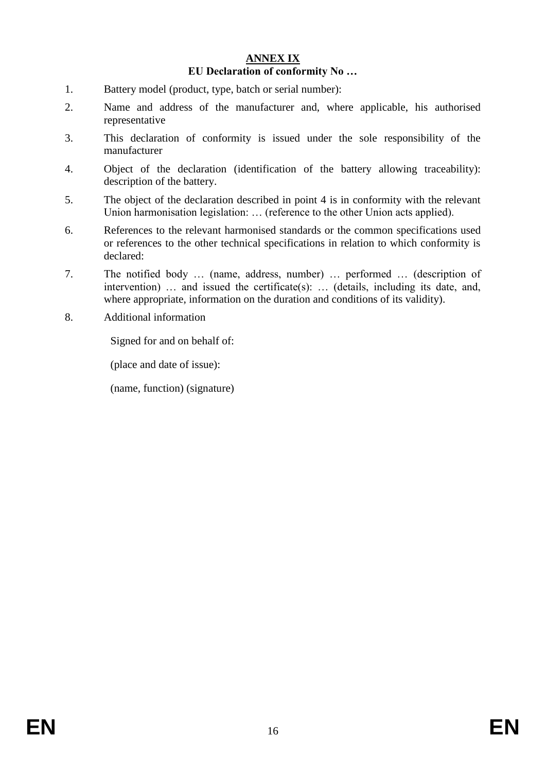## ANNEX IX

**EU Declaration of conformity No …**

1. Battery model (product, type, batch or serial number):

2. Name and address of the manufacturer and, where applicable, his authorised representative

3. This declaration of conformity is issued under the sole responsibility of the manufacturer

4. Object of the declaration (identification of the battery allowing traceability): description of the battery.

5. The object of the declaration described in point 4 is in conformity with the relevant Union harmonisation legislation: … (reference to the other Union acts applied).

6. References to the relevant harmonised standards or the common specifications used or references to the other technical specifications in relation to which conformity is declared:

7. The notified body … (name, address, number) … performed … (description of intervention) … and issued the certificate(s): … (details, including its date, and, where appropriate, information on the duration and conditions of its validity).

8. Additional information

Signed for and on behalf of:

(place and date of issue):

(name, function) (signature)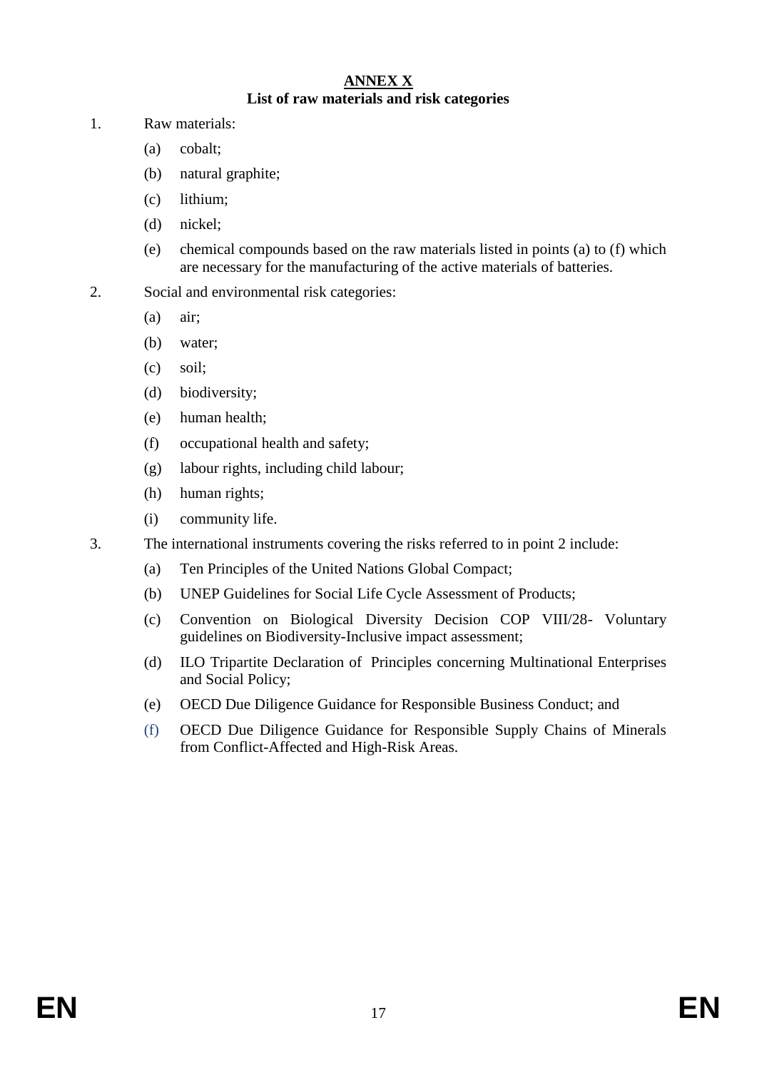# ANNEX X

## List of raw materials and risk categories

1. Raw materials:
   - (a) cobalt;
   - (b) natural graphite;
   - (c) lithium;
   - (d) nickel;
   - (e) chemical compounds based on the raw materials listed in points (a) to (f) which are necessary for the manufacturing of the active materials of batteries.
2. Social and environmental risk categories:
   - (a) air;
   - (b) water;
   - (c) soil;
   - (d) biodiversity;
   - (e) human health;
   - (f) occupational health and safety;
   - (g) labour rights, including child labour;
   - (h) human rights;
   - (i) community life.
3. The international instruments covering the risks referred to in point 2 include:
   - (a) Ten Principles of the United Nations Global Compact;
   - (b) UNEP Guidelines for Social Life Cycle Assessment of Products;
   - (c) Convention on Biological Diversity Decision COP VIII/28- Voluntary guidelines on Biodiversity-Inclusive impact assessment;
   - (d) ILO Tripartite Declaration of Principles concerning Multinational Enterprises and Social Policy;
   - (e) OECD Due Diligence Guidance for Responsible Business Conduct; and
   - (f) OECD Due Diligence Guidance for Responsible Supply Chains of Minerals from Conflict-Affected and High-Risk Areas.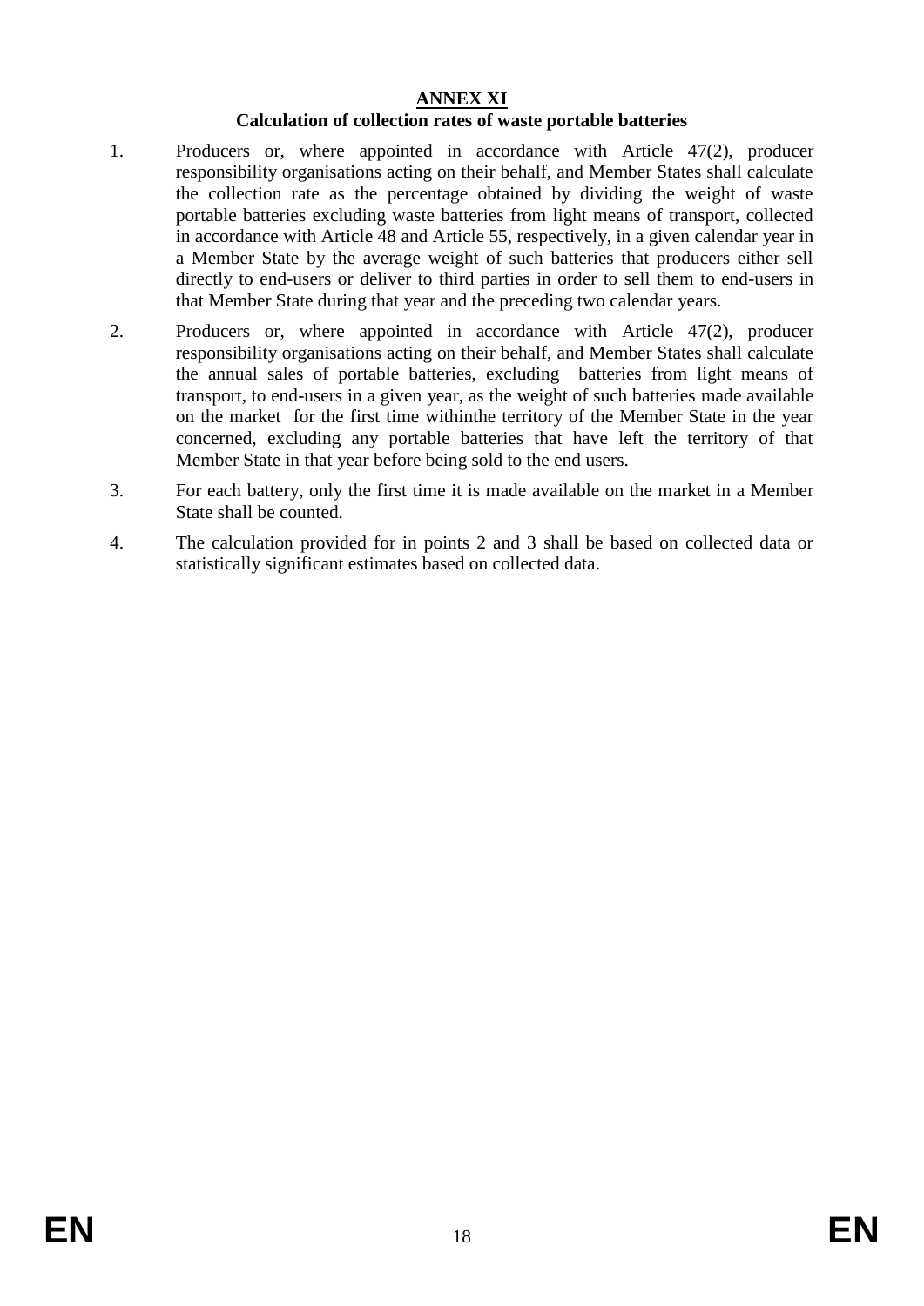# ANNEX XI

## Calculation of collection rates of waste portable batteries

1. Producers or, where appointed in accordance with Article 47(2), producer responsibility organisations acting on their behalf, and Member States shall calculate the collection rate as the percentage obtained by dividing the weight of waste portable batteries excluding waste batteries from light means of transport, collected in accordance with Article 48 and Article 55, respectively, in a given calendar year in a Member State by the average weight of such batteries that producers either sell directly to end-users or deliver to third parties in order to sell them to end-users in that Member State during that year and the preceding two calendar years.

2. Producers or, where appointed in accordance with Article 47(2), producer responsibility organisations acting on their behalf, and Member States shall calculate the annual sales of portable batteries, excluding batteries from light means of transport, to end-users in a given year, as the weight of such batteries made available on the market for the first time withinthe territory of the Member State in the year concerned, excluding any portable batteries that have left the territory of that Member State in that year before being sold to the end users.

3. For each battery, only the first time it is made available on the market in a Member State shall be counted.

4. The calculation provided for in points 2 and 3 shall be based on collected data or statistically significant estimates based on collected data.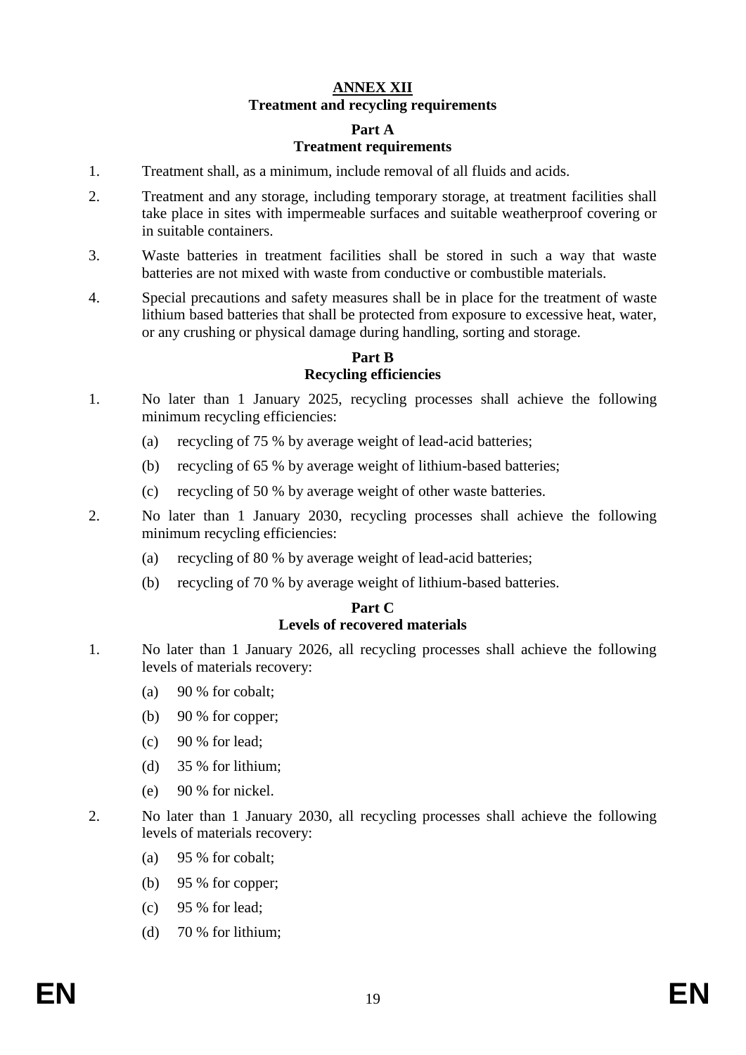## ANNEX XII

## Treatment and recycling requirements

### Part A
### Treatment requirements

1. Treatment shall, as a minimum, include removal of all fluids and acids.
2. Treatment and any storage, including temporary storage, at treatment facilities shall take place in sites with impermeable surfaces and suitable weatherproof covering or in suitable containers.
3. Waste batteries in treatment facilities shall be stored in such a way that waste batteries are not mixed with waste from conductive or combustible materials.
4. Special precautions and safety measures shall be in place for the treatment of waste lithium based batteries that shall be protected from exposure to excessive heat, water, or any crushing or physical damage during handling, sorting and storage.

### Part B
### Recycling efficiencies

1. No later than 1 January 2025, recycling processes shall achieve the following minimum recycling efficiencies:
   - (a) recycling of 75 % by average weight of lead-acid batteries;
   - (b) recycling of 65 % by average weight of lithium-based batteries;
   - (c) recycling of 50 % by average weight of other waste batteries.
2. No later than 1 January 2030, recycling processes shall achieve the following minimum recycling efficiencies:
   - (a) recycling of 80 % by average weight of lead-acid batteries;
   - (b) recycling of 70 % by average weight of lithium-based batteries.

### Part C
### Levels of recovered materials

1. No later than 1 January 2026, all recycling processes shall achieve the following levels of materials recovery:
   - (a) 90 % for cobalt;
   - (b) 90 % for copper;
   - (c) 90 % for lead;
   - (d) 35 % for lithium;
   - (e) 90 % for nickel.
2. No later than 1 January 2030, all recycling processes shall achieve the following levels of materials recovery:
   - (a) 95 % for cobalt;
   - (b) 95 % for copper;
   - (c) 95 % for lead;
   - (d) 70 % for lithium;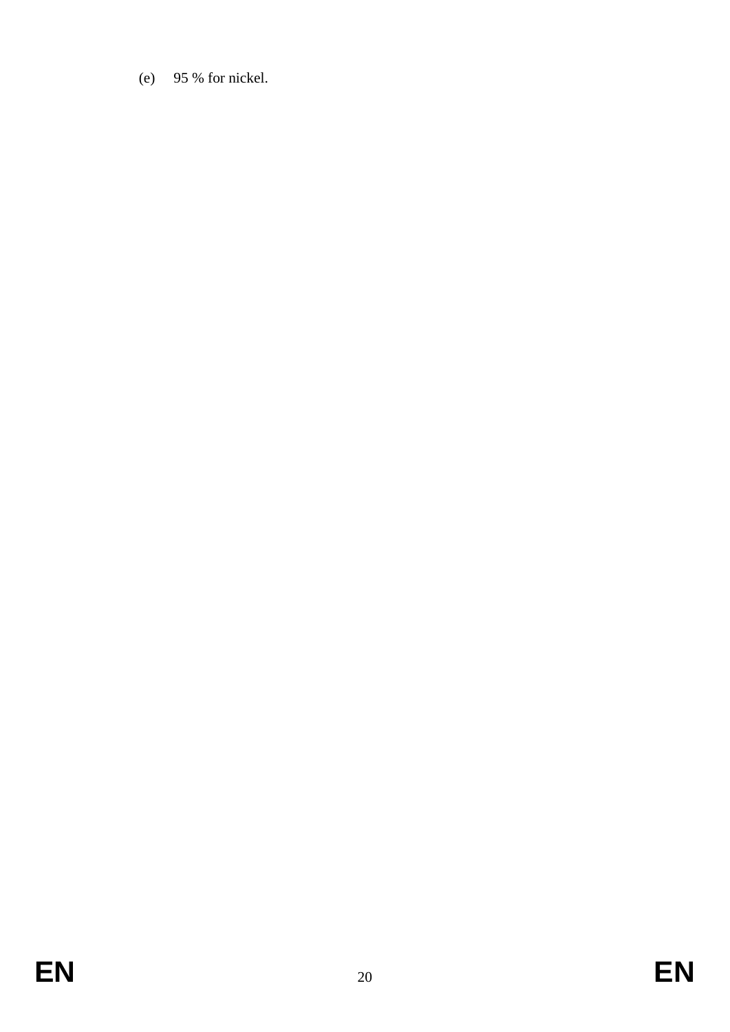(e) 95 % for nickel.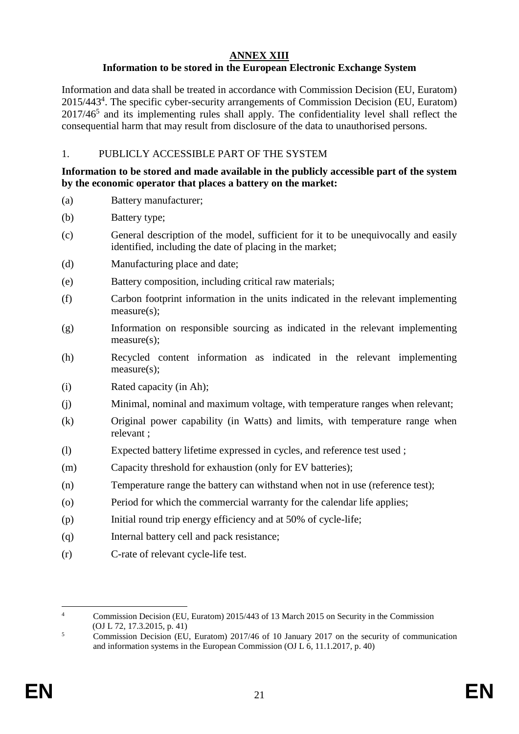# ANNEX XIII

## Information to be stored in the European Electronic Exchange System

Information and data shall be treated in accordance with Commission Decision (EU, Euratom) 2015/443[4]. The specific cyber-security arrangements of Commission Decision (EU, Euratom) 2017/46[5] and its implementing rules shall apply. The confidentiality level shall reflect the consequential harm that may result from disclosure of the data to unauthorised persons.

1. PUBLICLY ACCESSIBLE PART OF THE SYSTEM

**Information to be stored and made available in the publicly accessible part of the system by the economic operator that places a battery on the market:**

(a) Battery manufacturer;

(b) Battery type;

(c) General description of the model, sufficient for it to be unequivocally and easily identified, including the date of placing in the market;

(d) Manufacturing place and date;

(e) Battery composition, including critical raw materials;

(f) Carbon footprint information in the units indicated in the relevant implementing measure(s);

(g) Information on responsible sourcing as indicated in the relevant implementing measure(s);

(h) Recycled content information as indicated in the relevant implementing measure(s);

(i) Rated capacity (in Ah);

(j) Minimal, nominal and maximum voltage, with temperature ranges when relevant;

(k) Original power capability (in Watts) and limits, with temperature range when relevant ;

(l) Expected battery lifetime expressed in cycles, and reference test used ;

(m) Capacity threshold for exhaustion (only for EV batteries);

(n) Temperature range the battery can withstand when not in use (reference test);

(o) Period for which the commercial warranty for the calendar life applies;

(p) Initial round trip energy efficiency and at 50% of cycle-life;

(q) Internal battery cell and pack resistance;

(r) C-rate of relevant cycle-life test.

---

[4] Commission Decision (EU, Euratom) 2015/443 of 13 March 2015 on Security in the Commission (OJ L 72, 17.3.2015, p. 41)

[5] Commission Decision (EU, Euratom) 2017/46 of 10 January 2017 on the security of communication and information systems in the European Commission (OJ L 6, 11.1.2017, p. 40)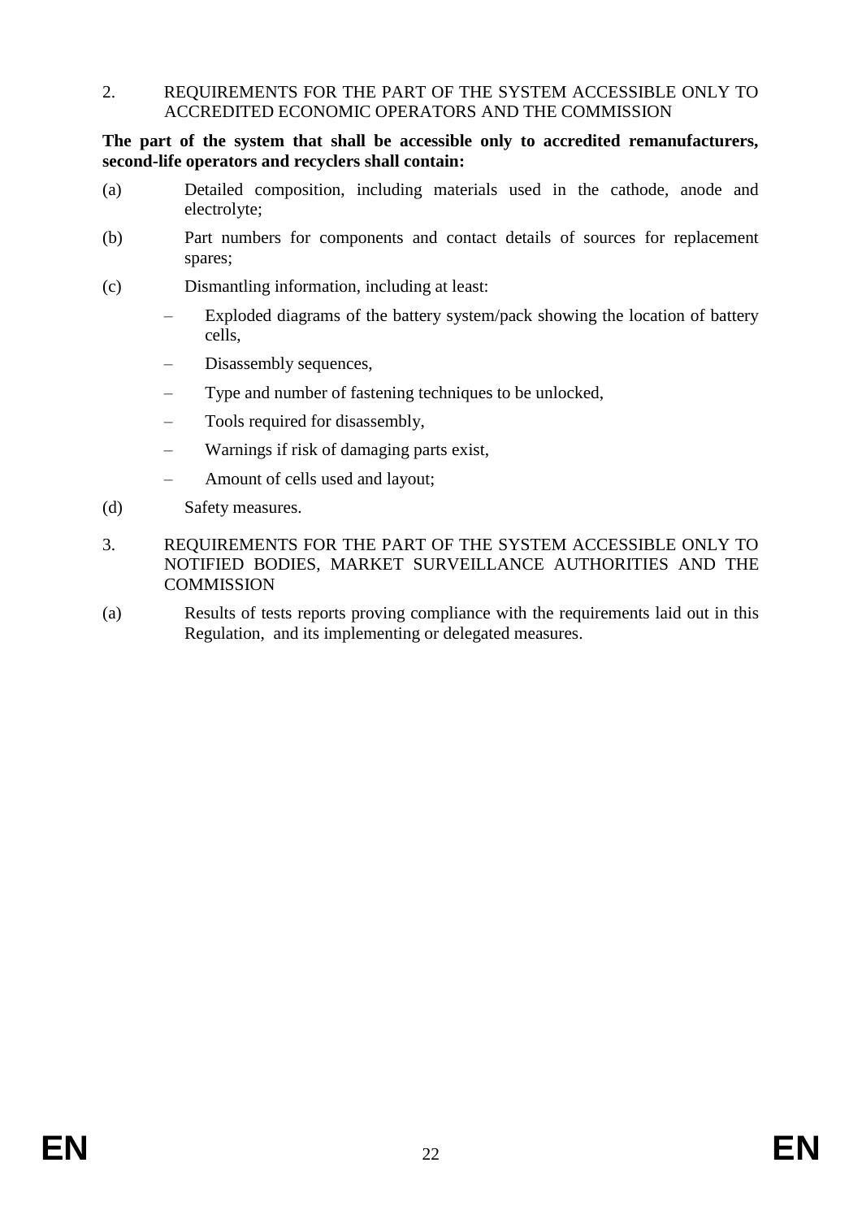2. REQUIREMENTS FOR THE PART OF THE SYSTEM ACCESSIBLE ONLY TO ACCREDITED ECONOMIC OPERATORS AND THE COMMISSION

**The part of the system that shall be accessible only to accredited remanufacturers, second-life operators and recyclers shall contain:**

(a) Detailed composition, including materials used in the cathode, anode and electrolyte;

(b) Part numbers for components and contact details of sources for replacement spares;

(c) Dismantling information, including at least:

- Exploded diagrams of the battery system/pack showing the location of battery cells,
- Disassembly sequences,
- Type and number of fastening techniques to be unlocked,
- Tools required for disassembly,
- Warnings if risk of damaging parts exist,
- Amount of cells used and layout;

(d) Safety measures.

3. REQUIREMENTS FOR THE PART OF THE SYSTEM ACCESSIBLE ONLY TO NOTIFIED BODIES, MARKET SURVEILLANCE AUTHORITIES AND THE COMMISSION

(a) Results of tests reports proving compliance with the requirements laid out in this Regulation, and its implementing or delegated measures.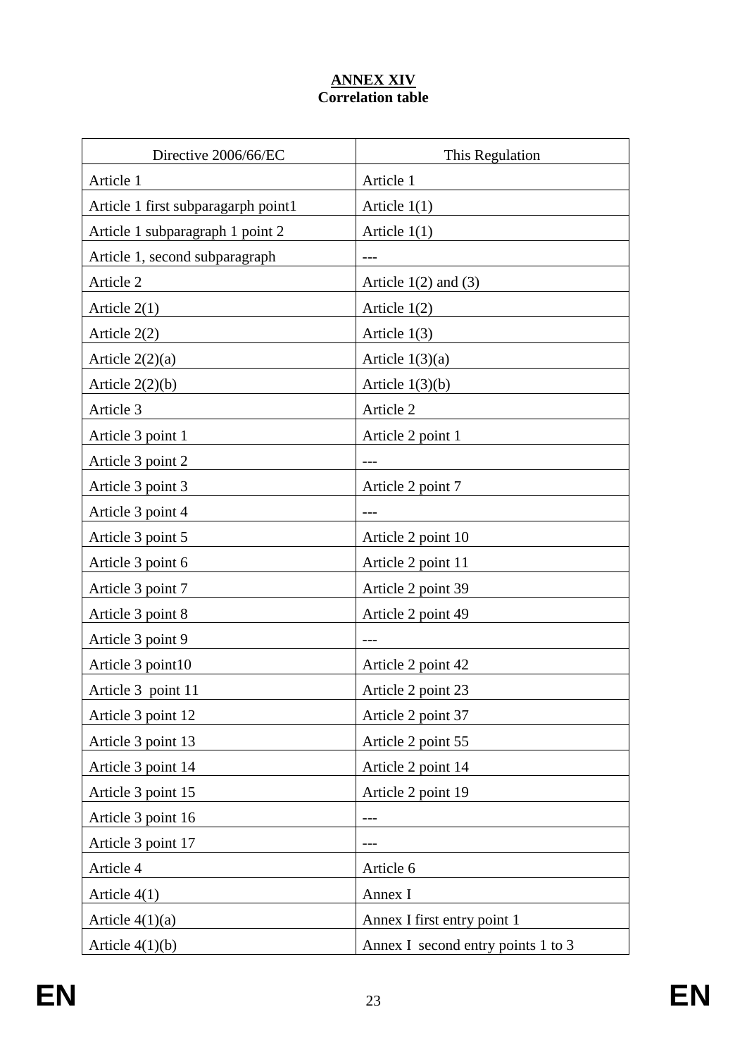**ANNEX XIV**
**Correlation table**

| Directive 2006/66/EC | This Regulation |
|---|---|
| Article 1 | Article 1 |
| Article 1 first subparagarph point1 | Article 1(1) |
| Article 1 subparagraph 1 point 2 | Article 1(1) |
| Article 1, second subparagraph | --- |
| Article 2 | Article 1(2) and (3) |
| Article 2(1) | Article 1(2) |
| Article 2(2) | Article 1(3) |
| Article 2(2)(a) | Article 1(3)(a) |
| Article 2(2)(b) | Article 1(3)(b) |
| Article 3 | Article 2 |
| Article 3 point 1 | Article 2 point 1 |
| Article 3 point 2 | --- |
| Article 3 point 3 | Article 2 point 7 |
| Article 3 point 4 | --- |
| Article 3 point 5 | Article 2 point 10 |
| Article 3 point 6 | Article 2 point 11 |
| Article 3 point 7 | Article 2 point 39 |
| Article 3 point 8 | Article 2 point 49 |
| Article 3 point 9 | --- |
| Article 3 point10 | Article 2 point 42 |
| Article 3  point 11 | Article 2 point 23 |
| Article 3 point 12 | Article 2 point 37 |
| Article 3 point 13 | Article 2 point 55 |
| Article 3 point 14 | Article 2 point 14 |
| Article 3 point 15 | Article 2 point 19 |
| Article 3 point 16 | --- |
| Article 3 point 17 | --- |
| Article 4 | Article 6 |
| Article 4(1) | Annex I |
| Article 4(1)(a) | Annex I first entry point 1 |
| Article 4(1)(b) | Annex I  second entry points 1 to 3 |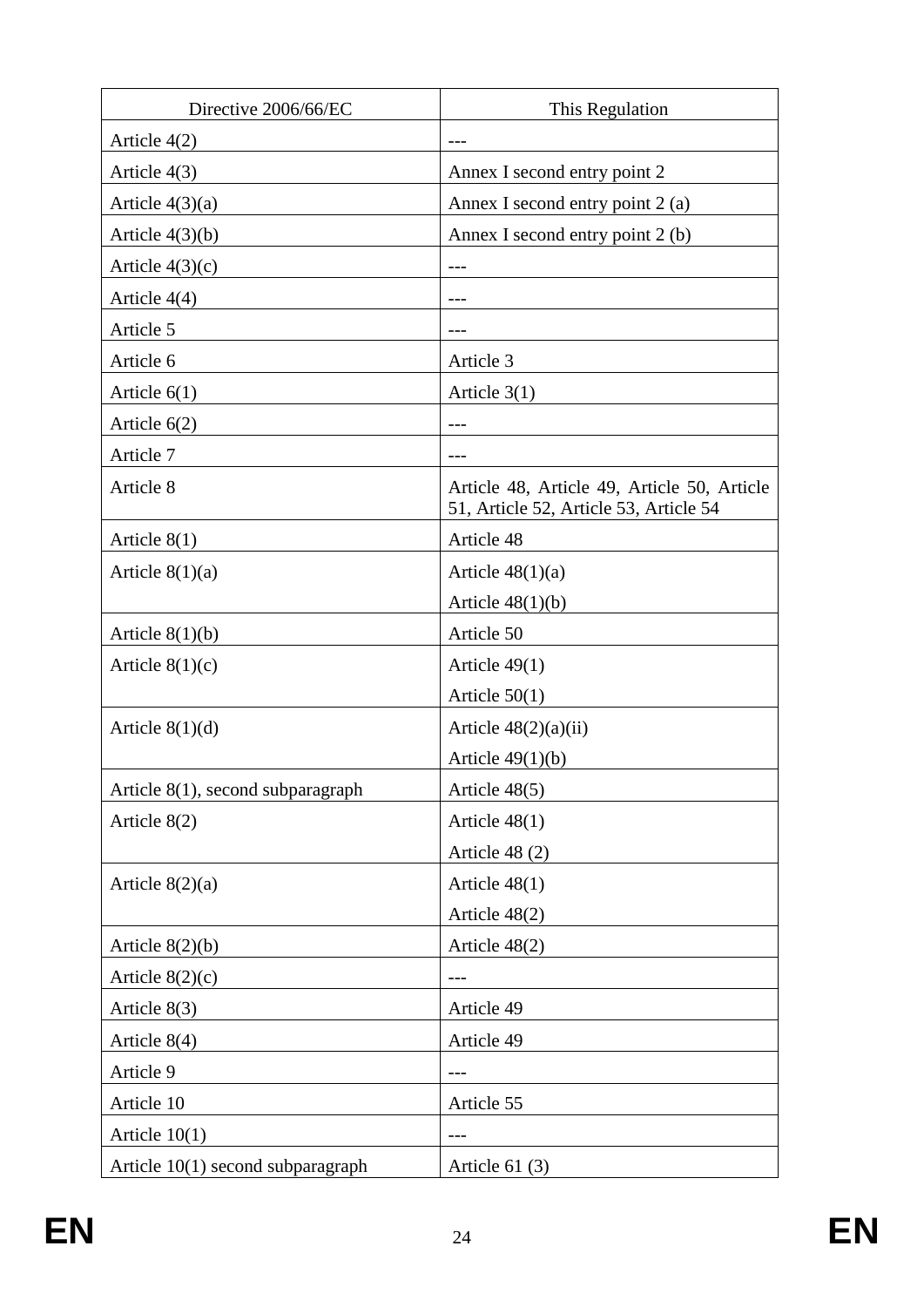| Directive 2006/66/EC | This Regulation |
| --- | --- |
| Article 4(2) | --- |
| Article 4(3) | Annex I second entry point 2 |
| Article 4(3)(a) | Annex I second entry point 2 (a) |
| Article 4(3)(b) | Annex I second entry point 2 (b) |
| Article 4(3)(c) | --- |
| Article 4(4) | --- |
| Article 5 | --- |
| Article 6 | Article 3 |
| Article 6(1) | Article 3(1) |
| Article 6(2) | --- |
| Article 7 | --- |
| Article 8 | Article 48, Article 49, Article 50, Article 51, Article 52, Article 53, Article 54 |
| Article 8(1) | Article 48 |
| Article 8(1)(a) | Article 48(1)(a)<br>Article 48(1)(b) |
| Article 8(1)(b) | Article 50 |
| Article 8(1)(c) | Article 49(1)<br>Article 50(1) |
| Article 8(1)(d) | Article 48(2)(a)(ii)<br>Article 49(1)(b) |
| Article 8(1), second subparagraph | Article 48(5) |
| Article 8(2) | Article 48(1)<br>Article 48 (2) |
| Article 8(2)(a) | Article 48(1)<br>Article 48(2) |
| Article 8(2)(b) | Article 48(2) |
| Article 8(2)(c) | --- |
| Article 8(3) | Article 49 |
| Article 8(4) | Article 49 |
| Article 9 | --- |
| Article 10 | Article 55 |
| Article 10(1) | --- |
| Article 10(1) second subparagraph | Article 61 (3) |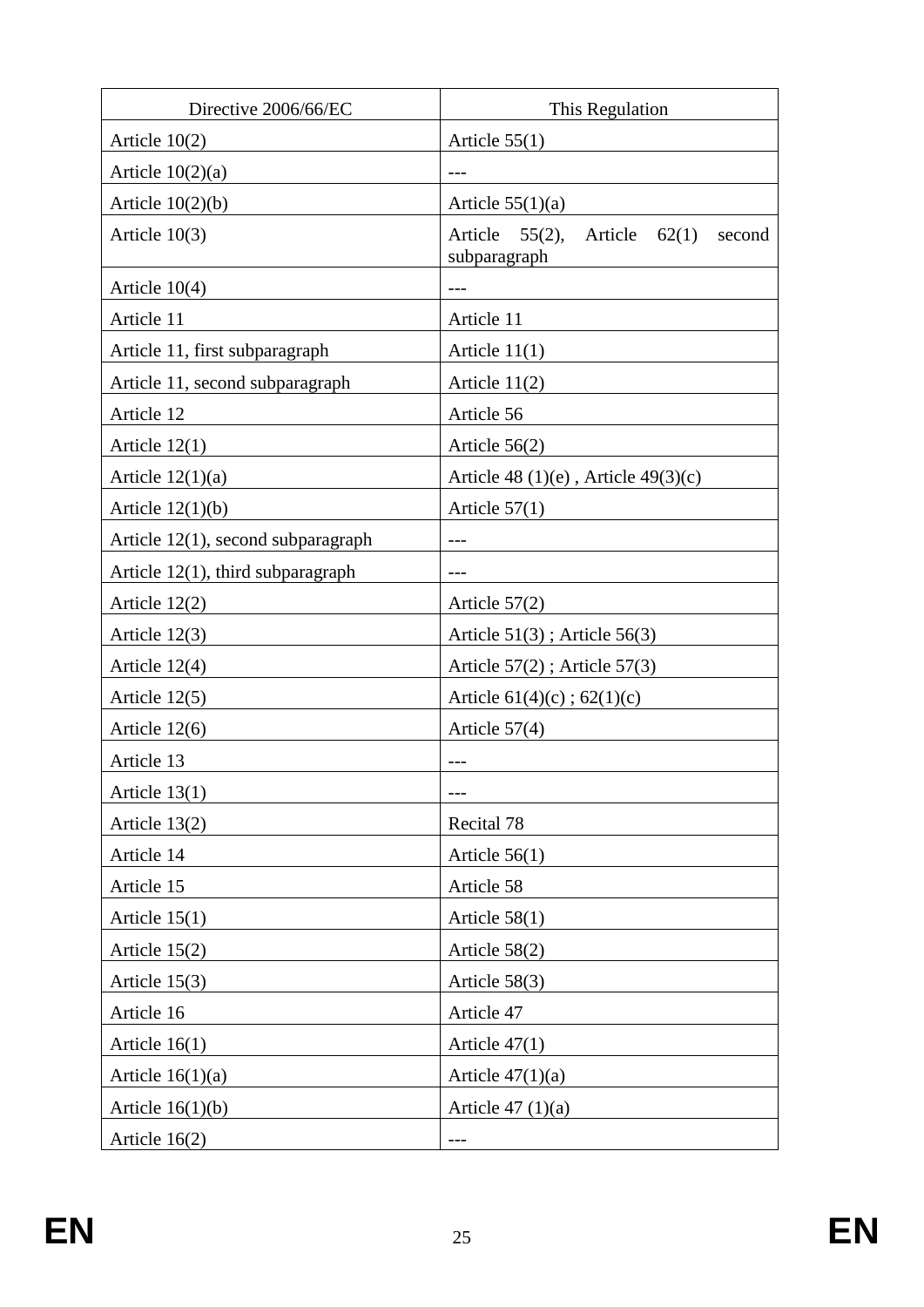| Directive 2006/66/EC | This Regulation |
| --- | --- |
| Article 10(2) | Article 55(1) |
| Article 10(2)(a) | --- |
| Article 10(2)(b) | Article 55(1)(a) |
| Article 10(3) | Article 55(2), Article 62(1) second subparagraph |
| Article 10(4) | --- |
| Article 11 | Article 11 |
| Article 11, first subparagraph | Article 11(1) |
| Article 11, second subparagraph | Article 11(2) |
| Article 12 | Article 56 |
| Article 12(1) | Article 56(2) |
| Article 12(1)(a) | Article 48 (1)(e) , Article 49(3)(c) |
| Article 12(1)(b) | Article 57(1) |
| Article 12(1), second subparagraph | --- |
| Article 12(1), third subparagraph | --- |
| Article 12(2) | Article 57(2) |
| Article 12(3) | Article 51(3) ; Article 56(3) |
| Article 12(4) | Article 57(2) ; Article 57(3) |
| Article 12(5) | Article 61(4)(c) ; 62(1)(c) |
| Article 12(6) | Article 57(4) |
| Article 13 | --- |
| Article 13(1) | --- |
| Article 13(2) | Recital 78 |
| Article 14 | Article 56(1) |
| Article 15 | Article 58 |
| Article 15(1) | Article 58(1) |
| Article 15(2) | Article 58(2) |
| Article 15(3) | Article 58(3) |
| Article 16 | Article 47 |
| Article 16(1) | Article 47(1) |
| Article 16(1)(a) | Article 47(1)(a) |
| Article 16(1)(b) | Article 47 (1)(a) |
| Article 16(2) | --- |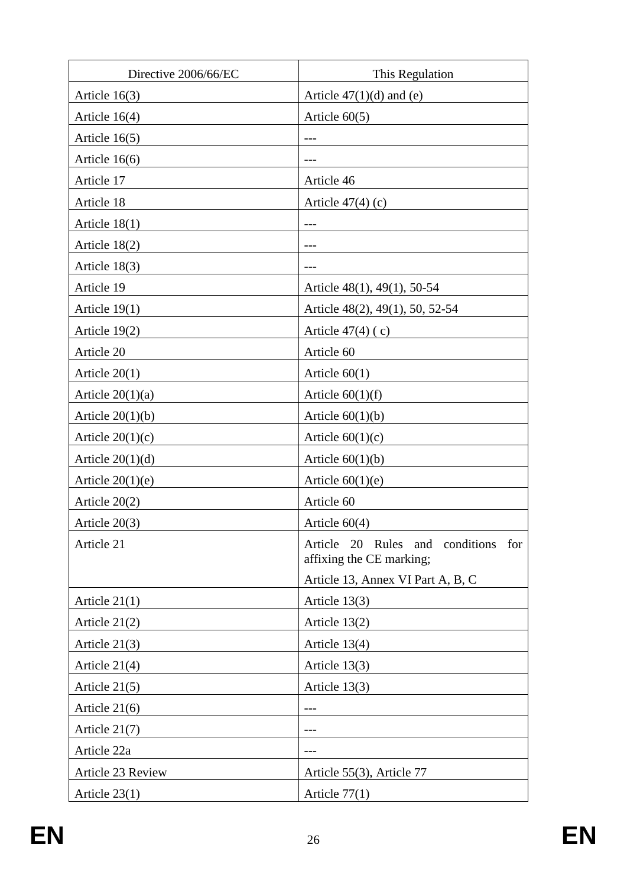| Directive 2006/66/EC | This Regulation |
|---|---|
| Article 16(3) | Article 47(1)(d) and (e) |
| Article 16(4) | Article 60(5) |
| Article 16(5) | --- |
| Article 16(6) | --- |
| Article 17 | Article 46 |
| Article 18 | Article 47(4) (c) |
| Article 18(1) | --- |
| Article 18(2) | --- |
| Article 18(3) | --- |
| Article 19 | Article 48(1), 49(1), 50-54 |
| Article 19(1) | Article 48(2), 49(1), 50, 52-54 |
| Article 19(2) | Article 47(4) ( c) |
| Article 20 | Article 60 |
| Article 20(1) | Article 60(1) |
| Article 20(1)(a) | Article 60(1)(f) |
| Article 20(1)(b) | Article 60(1)(b) |
| Article 20(1)(c) | Article 60(1)(c) |
| Article 20(1)(d) | Article 60(1)(b) |
| Article 20(1)(e) | Article 60(1)(e) |
| Article 20(2) | Article 60 |
| Article 20(3) | Article 60(4) |
| Article 21 | Article 20 Rules and conditions for affixing the CE marking;<br>Article 13, Annex VI Part A, B, C |
| Article 21(1) | Article 13(3) |
| Article 21(2) | Article 13(2) |
| Article 21(3) | Article 13(4) |
| Article 21(4) | Article 13(3) |
| Article 21(5) | Article 13(3) |
| Article 21(6) | --- |
| Article 21(7) | --- |
| Article 22a | --- |
| Article 23 Review | Article 55(3), Article 77 |
| Article 23(1) | Article 77(1) |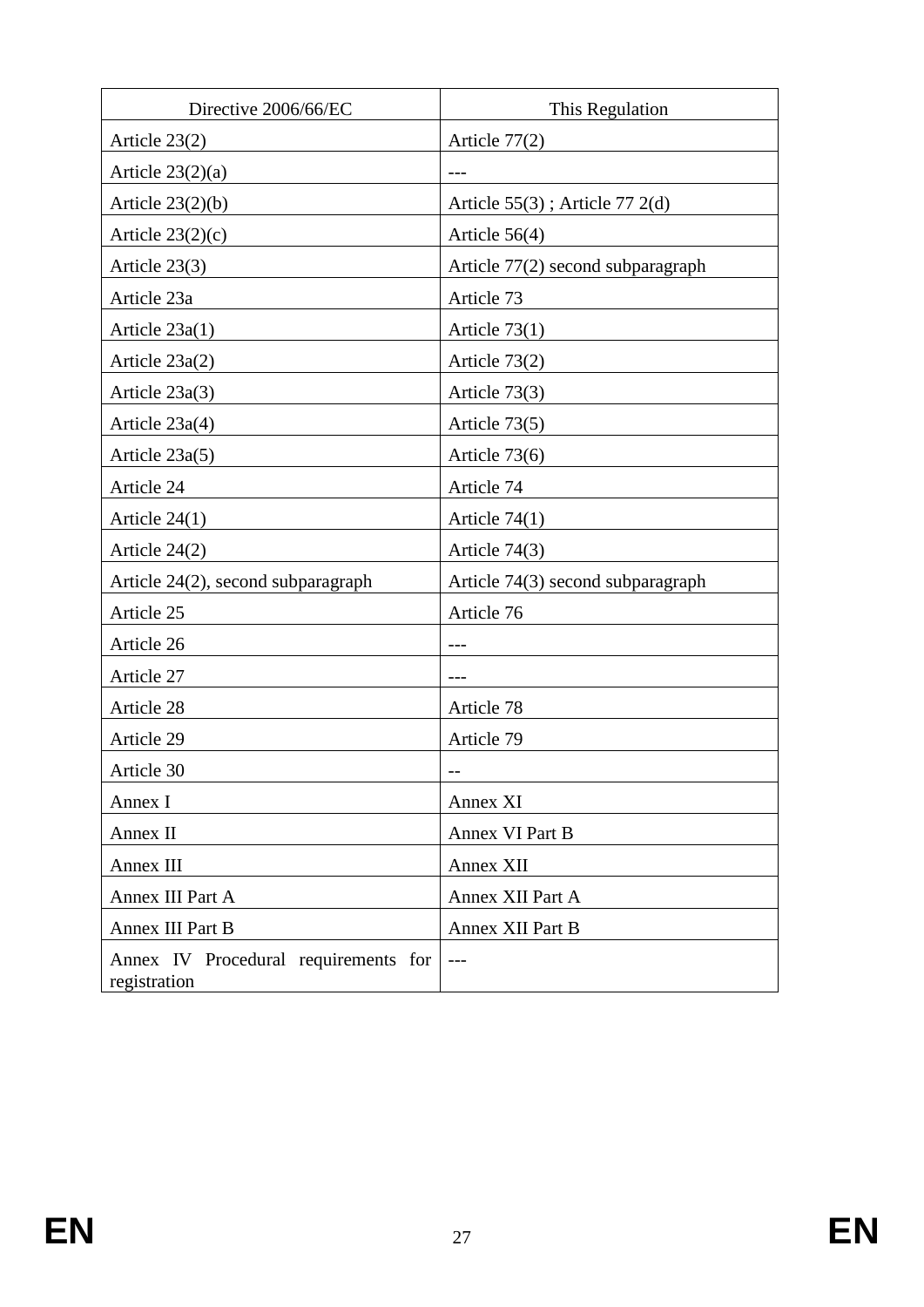| Directive 2006/66/EC | This Regulation |
|---|---|
| Article 23(2) | Article 77(2) |
| Article 23(2)(a) | --- |
| Article 23(2)(b) | Article 55(3) ; Article 77 2(d) |
| Article 23(2)(c) | Article 56(4) |
| Article 23(3) | Article 77(2) second subparagraph |
| Article 23a | Article 73 |
| Article 23a(1) | Article 73(1) |
| Article 23a(2) | Article 73(2) |
| Article 23a(3) | Article 73(3) |
| Article 23a(4) | Article 73(5) |
| Article 23a(5) | Article 73(6) |
| Article 24 | Article 74 |
| Article 24(1) | Article 74(1) |
| Article 24(2) | Article 74(3) |
| Article 24(2), second subparagraph | Article 74(3) second subparagraph |
| Article 25 | Article 76 |
| Article 26 | --- |
| Article 27 | --- |
| Article 28 | Article 78 |
| Article 29 | Article 79 |
| Article 30 | -- |
| Annex I | Annex XI |
| Annex II | Annex VI Part B |
| Annex III | Annex XII |
| Annex III Part A | Annex XII Part A |
| Annex III Part B | Annex XII Part B |
| Annex IV Procedural requirements for registration | --- |